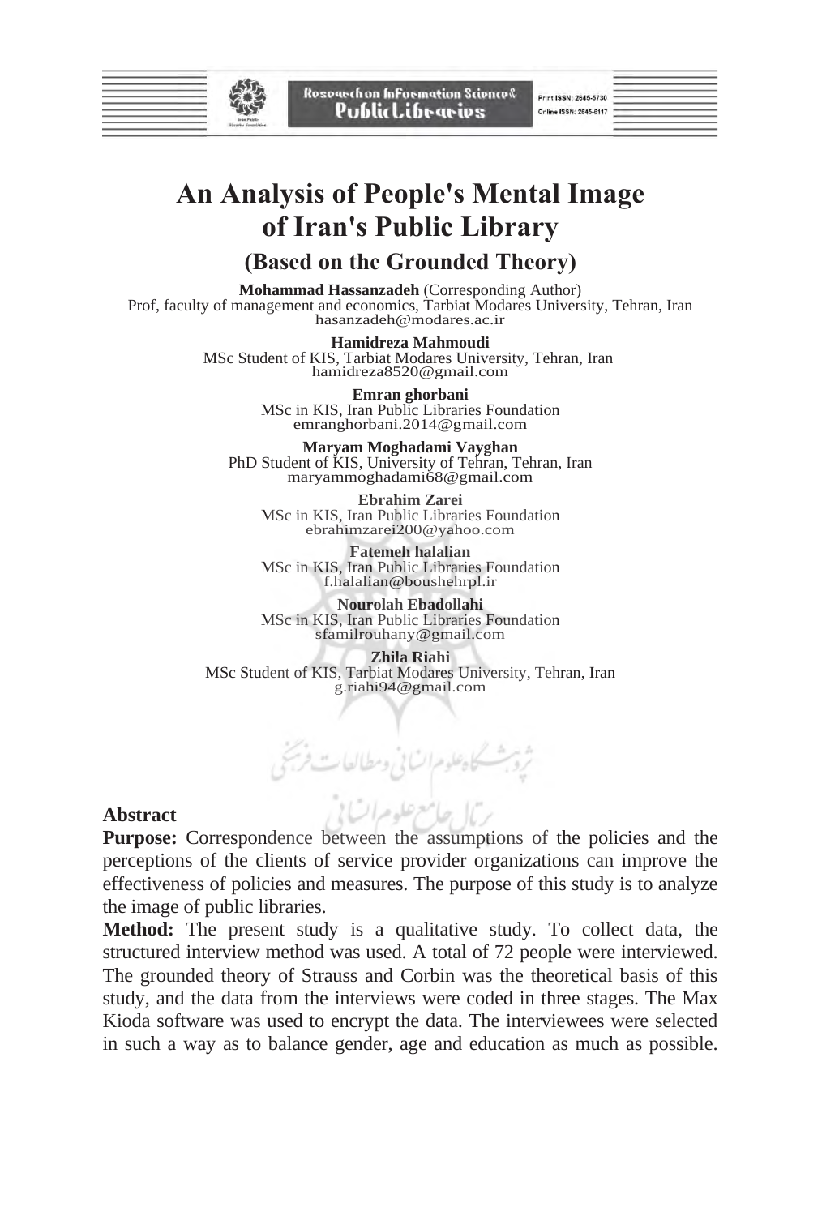# An Analysis of People's Mental Image of Iran's Public Library

## (Based on the Grounded Theory)

**Mohammad Hassanzadeh** (Corresponding Author)
Prof, faculty of management and economics, Tarbiat Modares University, Tehran, Iran
hasanzadeh@modares.ac.ir

**Hamidreza Mahmoudi**
MSc Student of KIS, Tarbiat Modares University, Tehran, Iran
hamidreza8520@gmail.com

**Emran ghorbani**
MSc in KIS, Iran Public Libraries Foundation
emranghorbani.2014@gmail.com

**Maryam Moghadami Vayghan**
PhD Student of KIS, University of Tehran, Tehran, Iran
maryammoghadami68@gmail.com

**Ebrahim Zarei**
MSc in KIS, Iran Public Libraries Foundation
ebrahimzarei200@yahoo.com

**Fatemeh halalian**
MSc in KIS, Iran Public Libraries Foundation
f.halalian@boushehrpl.ir

**Nourolah Ebadollahi**
MSc in KIS, Iran Public Libraries Foundation
sfamilrouhany@gmail.com

**Zhila Riahi**
MSc Student of KIS, Tarbiat Modares University, Tehran, Iran
g.riahi94@gmail.com

### Abstract

**Purpose:** Correspondence between the assumptions of the policies and the perceptions of the clients of service provider organizations can improve the effectiveness of policies and measures. The purpose of this study is to analyze the image of public libraries.

**Method:** The present study is a qualitative study. To collect data, the structured interview method was used. A total of 72 people were interviewed. The grounded theory of Strauss and Corbin was the theoretical basis of this study, and the data from the interviews were coded in three stages. The Max Kioda software was used to encrypt the data. The interviewees were selected in such a way as to balance gender, age and education as much as possible.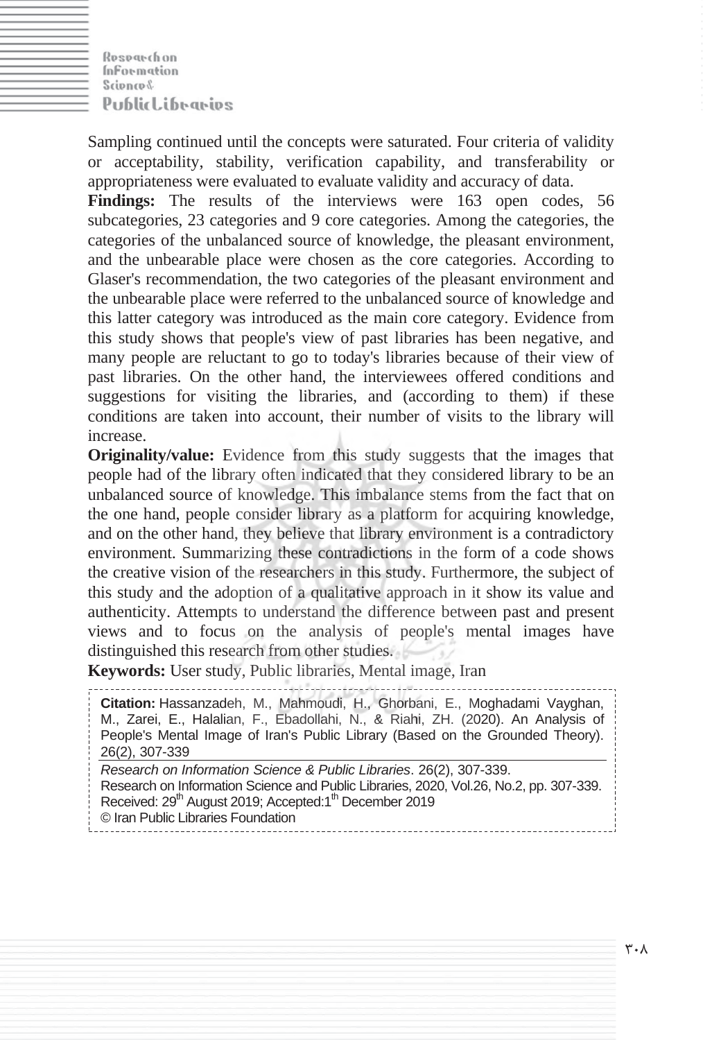Sampling continued until the concepts were saturated. Four criteria of validity or acceptability, stability, verification capability, and transferability or appropriateness were evaluated to evaluate validity and accuracy of data.

**Findings:** The results of the interviews were 163 open codes, 56 subcategories, 23 categories and 9 core categories. Among the categories, the categories of the unbalanced source of knowledge, the pleasant environment, and the unbearable place were chosen as the core categories. According to Glaser's recommendation, the two categories of the pleasant environment and the unbearable place were referred to the unbalanced source of knowledge and this latter category was introduced as the main core category. Evidence from this study shows that people's view of past libraries has been negative, and many people are reluctant to go to today's libraries because of their view of past libraries. On the other hand, the interviewees offered conditions and suggestions for visiting the libraries, and (according to them) if these conditions are taken into account, their number of visits to the library will increase.

**Originality/value:** Evidence from this study suggests that the images that people had of the library often indicated that they considered library to be an unbalanced source of knowledge. This imbalance stems from the fact that on the one hand, people consider library as a platform for acquiring knowledge, and on the other hand, they believe that library environment is a contradictory environment. Summarizing these contradictions in the form of a code shows the creative vision of the researchers in this study. Furthermore, the subject of this study and the adoption of a qualitative approach in it show its value and authenticity. Attempts to understand the difference between past and present views and to focus on the analysis of people's mental images have distinguished this research from other studies.

**Keywords:** User study, Public libraries, Mental image, Iran

**Citation:** Hassanzadeh, M., Mahmoudi, H., Ghorbani, E., Moghadami Vayghan, M., Zarei, E., Halalian, F., Ebadollahi, N., & Riahi, ZH. (2020). An Analysis of People's Mental Image of Iran's Public Library (Based on the Grounded Theory). 26(2), 307-339

*Research on Information Science & Public Libraries*. 26(2), 307-339.

Research on Information Science and Public Libraries, 2020, Vol.26, No.2, pp. 307-339.

Received: 29th August 2019; Accepted:1th December 2019

© Iran Public Libraries Foundation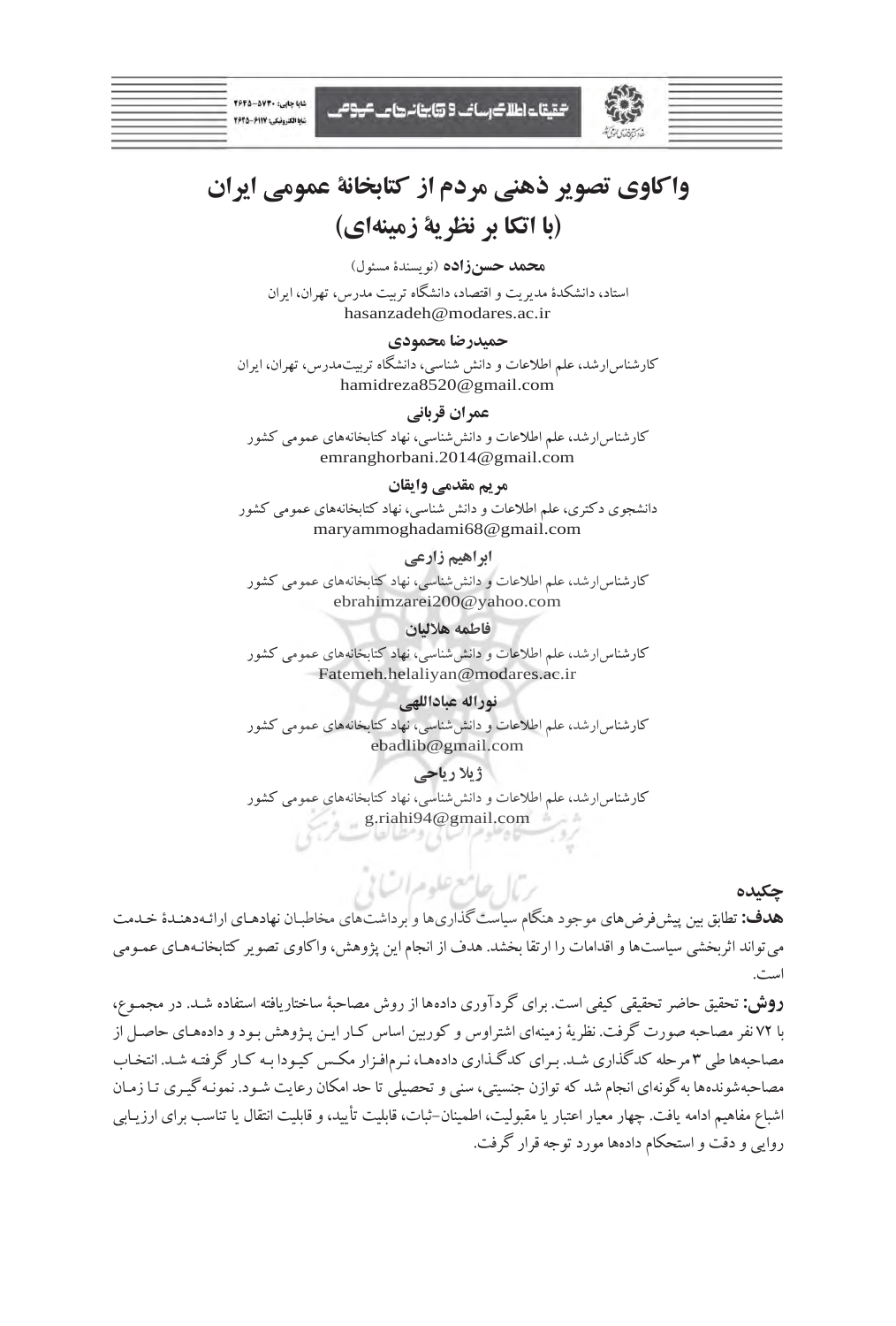# واکاوی تصویر ذهنی مردم از کتابخانهٔ عمومی ایران
# (با اتکا بر نظریهٔ زمینه‌ای)

**محمد حسن‌زاده** (نویسندهٔ مسئول)

استاد، دانشکدهٔ مدیریت و اقتصاد، دانشگاه تربیت مدرس، تهران، ایران

hasanzadeh@modares.ac.ir

**حمیدرضا محمودی**

کارشناس‌ارشد، علم اطلاعات و دانش شناسی، دانشگاه تربیت‌مدرس، تهران، ایران

hamidreza8520@gmail.com

**عمران قربانی**

کارشناس‌ارشد، علم اطلاعات و دانش‌شناسی، نهاد کتابخانه‌های عمومی کشور

emranghorbani.2014@gmail.com

**مریم مقدمی وایقان**

دانشجوی دکتری، علم اطلاعات و دانش شناسی، نهاد کتابخانه‌های عمومی کشور

maryammoghadami68@gmail.com

**ابراهیم زارعی**

کارشناس‌ارشد، علم اطلاعات و دانش‌شناسی، نهاد کتابخانه‌های عمومی کشور

ebrahimzarei200@yahoo.com

**فاطمه هلالیان**

کارشناس‌ارشد، علم اطلاعات و دانش‌شناسی، نهاد کتابخانه‌های عمومی کشور

Fatemeh.helaliyan@modares.ac.ir

**نوراله عباداللهی**

کارشناس‌ارشد، علم اطلاعات و دانش‌شناسی، نهاد کتابخانه‌های عمومی کشور

ebadlib@gmail.com

**ژیلا ریاحی**

کارشناس‌ارشد، علم اطلاعات و دانش‌شناسی، نهاد کتابخانه‌های عمومی کشور

g.riahi94@gmail.com

## چکیده

**هدف:** تطابق بین پیش‌فرض‌های موجود هنگام سیاست‌گذاری‌ها و برداشت‌های مخاطبان نهادهای ارائه‌دهندهٔ خدمت می‌تواند اثربخشی سیاست‌ها و اقدامات را ارتقا بخشد. هدف از انجام این پژوهش، واکاوی تصویر کتابخانه‌های عمومی است.

**روش:** تحقیق حاضر تحقیقی کیفی است. برای گردآوری داده‌ها از روش مصاحبهٔ ساختاریافته استفاده شد. در مجموع، با ۷۲ نفر مصاحبه صورت گرفت. نظریهٔ زمینه‌ای اشتراوس و کوربین اساس کار این پژوهش بود و داده‌های حاصل از مصاحبه‌ها طی ۳ مرحله کدگذاری شد. برای کدگذاری داده‌ها، نرم‌افزار مکس کیودا به کار گرفته شد. انتخاب مصاحبه‌شونده‌ها به‌گونه‌ای انجام شد که توازن جنسیتی، سنی و تحصیلی تا حد امکان رعایت شود. نمونه‌گیری تا زمان اشباع مفاهیم ادامه یافت. چهار معیار اعتبار یا مقبولیت، اطمینان–ثبات، قابلیت تأیید، و قابلیت انتقال یا تناسب برای ارزیابی روایی و دقت و استحکام داده‌ها مورد توجه قرار گرفت.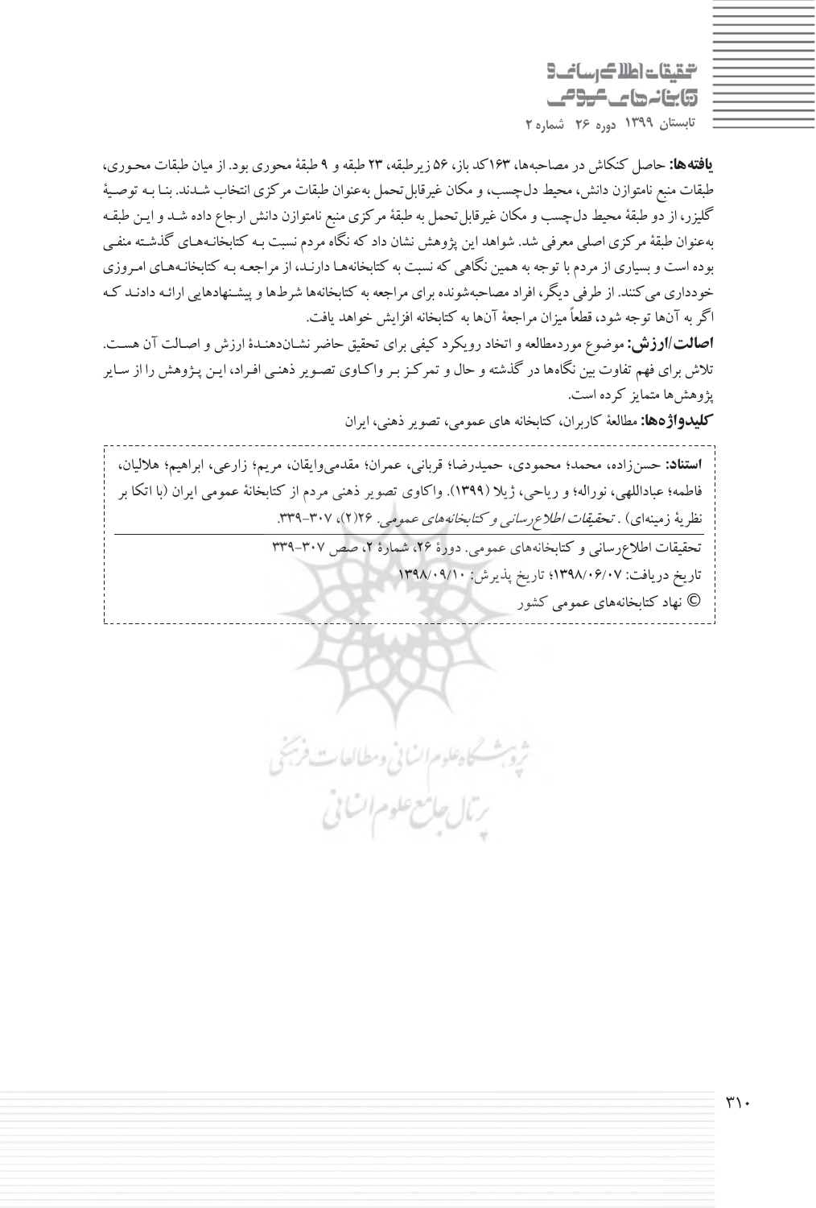**یافته‌ها:** حاصل کنکاش در مصاحبه‌ها، ۱۶۳کد باز، ۵۶ زیرطبقه، ۲۳ طبقه و ۹ طبقهٔ محوری بود. از میان طبقات محوری، طبقات منبع نامتوازن دانش، محیط دل‌چسب، و مکان غیرقابل‌تحمل به‌عنوان طبقات مرکزی انتخاب شدند. بنا به توصیهٔ گلیزر، از دو طبقهٔ محیط دل‌چسب و مکان غیرقابل‌تحمل به طبقهٔ مرکزی منبع نامتوازن دانش ارجاع داده شد و این طبقه به‌عنوان طبقهٔ مرکزی اصلی معرفی شد. شواهد این پژوهش نشان داد که نگاه مردم نسبت به کتابخانه‌های گذشته منفی بوده است و بسیاری از مردم با توجه به همین نگاهی که نسبت به کتابخانه‌ها دارند، از مراجعه به کتابخانه‌های امروزی خودداری می‌کنند. از طرفی دیگر، افراد مصاحبه‌شونده برای مراجعه به کتابخانه‌ها شرط‌ها و پیشنهادهایی ارائه دادند که اگر به آن‌ها توجه شود، قطعاً میزان مراجعهٔ آن‌ها به کتابخانه افزایش خواهد یافت.

**اصالت/ارزش:** موضوع موردمطالعه و اتخاذ رویکرد کیفی برای تحقیق حاضر نشان‌دهندهٔ ارزش و اصالت آن هست. تلاش برای فهم تفاوت بین نگاه‌ها در گذشته و حال و تمرکز بر واکاوی تصویر ذهنی افراد، این پژوهش را از سایر پژوهش‌ها متمایز کرده است.

**کلیدواژه‌ها:** مطالعهٔ کاربران، کتابخانه های عمومی، تصویر ذهنی، ایران

**استناد:** حسن‌زاده، محمد؛ محمودی، حمیدرضا؛ قربانی، عمران؛ مقدمی‌وایقان، مریم؛ زارعی، ابراهیم؛ هلالیان، فاطمه؛ عباداللهی، نوراله؛ و ریاحی، ژیلا (۱۳۹۹). واکاوی تصویر ذهنی مردم از کتابخانهٔ عمومی ایران (با اتکا بر نظریهٔ زمینه‌ای) . *تحقیقات اطلاع‌رسانی و کتابخانه‌های عمومی*. ۲۶(۲)، ۳۰۷-۳۳۹.

---

تحقیقات اطلاع‌رسانی و کتابخانه‌های عمومی. دورهٔ ۲۶، شمارهٔ ۲، صص ۳۰۷-۳۳۹

تاریخ دریافت: ۱۳۹۸/۰۶/۰۷؛ تاریخ پذیرش: ۱۳۹۸/۰۹/۱۰

© نهاد کتابخانه‌های عمومی کشور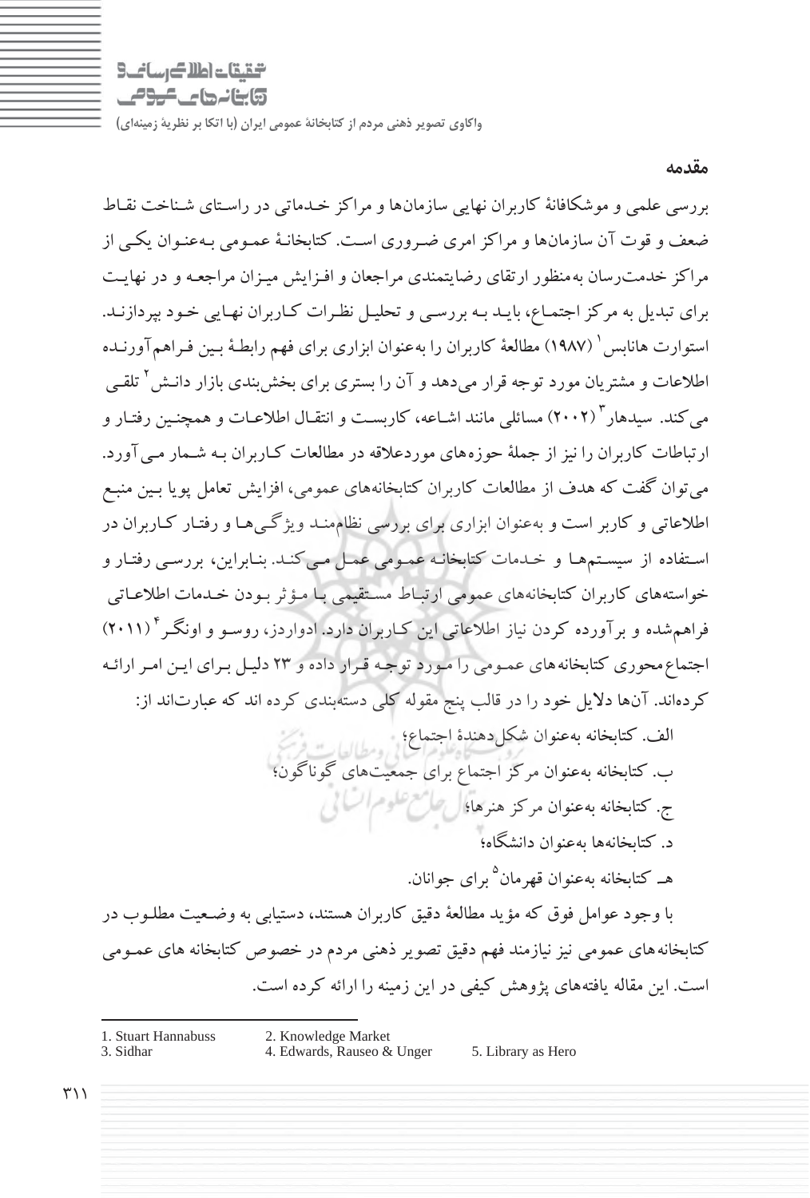## مقدمه

بررسی علمی و موشکافانهٔ کاربران نهایی سازمان‌ها و مراکز خدماتی در راستای شناخت نقاط ضعف و قوت آن سازمان‌ها و مراکز امری ضروری است. کتابخانهٔ عمومی به‌عنوان یکی از مراکز خدمت‌رسان به‌منظور ارتقای رضایتمندی مراجعان و افزایش میزان مراجعه و در نهایت برای تبدیل به مرکز اجتماع، باید به بررسی و تحلیل نظرات کاربران نهایی خود بپردازند. استوارت هانابس[1] (۱۹۸۷) مطالعهٔ کاربران را به‌عنوان ابزاری برای فهم رابطهٔ بین فراهم‌آورنده اطلاعات و مشتریان مورد توجه قرار می‌دهد و آن را بستری برای بخش‌بندی بازار دانش[2] تلقی می‌کند. سیدهار[3] (۲۰۰۲) مسائلی مانند اشاعه، کاربست و انتقال اطلاعات و همچنین رفتار و ارتباطات کاربران را نیز از جملهٔ حوزه‌های موردعلاقه در مطالعات کاربران به شمار می‌آورد. می‌توان گفت که هدف از مطالعات کاربران کتابخانه‌های عمومی، افزایش تعامل پویا بین منبع اطلاعاتی و کاربر است و به‌عنوان ابزاری برای بررسی نظام‌مند ویژگی‌ها و رفتار کاربران در استفاده از سیستم‌ها و خدمات کتابخانه عمومی عمل می‌کند. بنابراین، بررسی رفتار و خواسته‌های کاربران کتابخانه‌های عمومی ارتباط مستقیمی با مؤثر بودن خدمات اطلاعاتی فراهم‌شده و برآورده کردن نیاز اطلاعاتی این کاربران دارد. ادواردز، روسو و اونگر[4] (۲۰۱۱) اجتماع‌محوری کتابخانه‌های عمومی را مورد توجه قرار داده و ۲۳ دلیل برای این امر ارائه کرده‌اند. آن‌ها دلایل خود را در قالب پنج مقوله کلی دسته‌بندی کرده اند که عبارت‌اند از:

الف. کتابخانه به‌عنوان شکل‌دهندهٔ اجتماع؛

ب. کتابخانه به‌عنوان مرکز اجتماع برای جمعیت‌های گوناگون؛

ج. کتابخانه به‌عنوان مرکز هنرها؛

د. کتابخانه‌ها به‌عنوان دانشگاه؛

هـ. کتابخانه به‌عنوان قهرمان[5] برای جوانان.

با وجود عوامل فوق که مؤید مطالعهٔ دقیق کاربران هستند، دستیابی به وضعیت مطلوب در کتابخانه‌های عمومی نیز نیازمند فهم دقیق تصویر ذهنی مردم در خصوص کتابخانه های عمومی است. این مقاله یافته‌های پژوهش کیفی در این زمینه را ارائه کرده است.

---

1. Stuart Hannabuss
2. Knowledge Market
3. Sidhar
4. Edwards, Rauseo & Unger
5. Library as Hero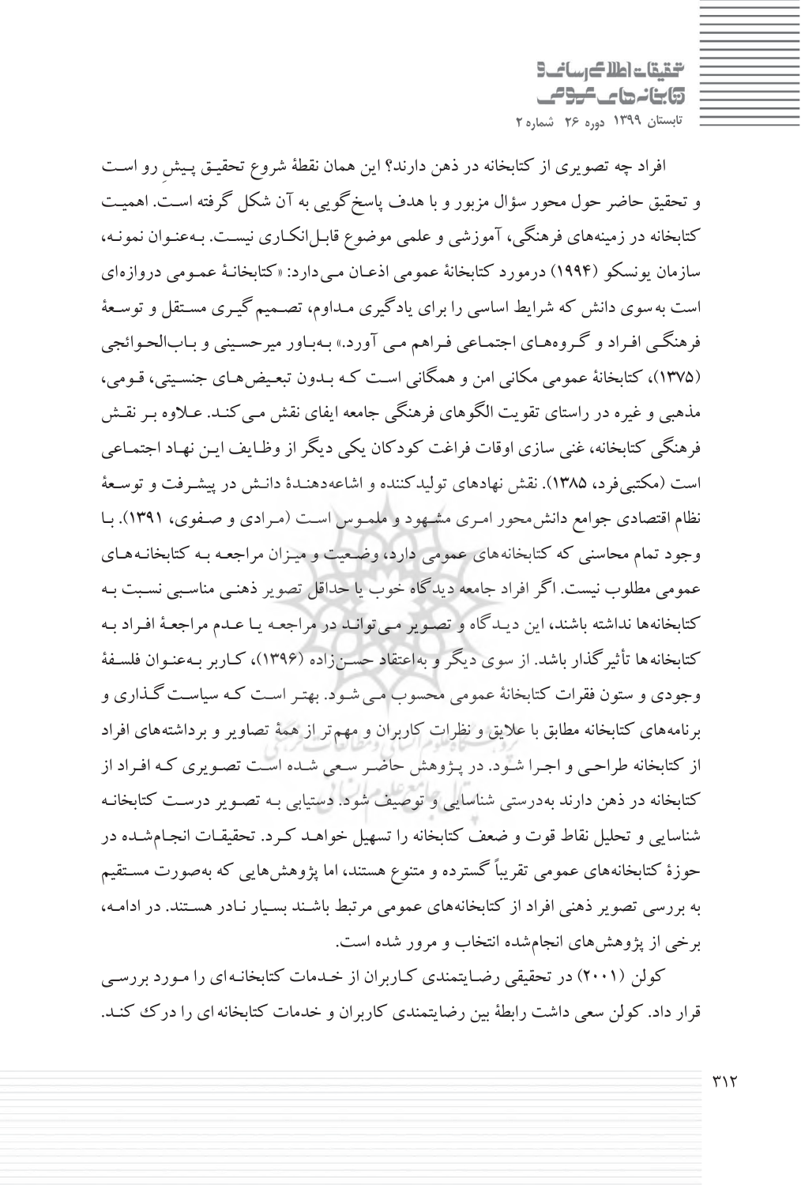افراد چه تصویری از کتابخانه در ذهن دارند؟ این همان نقطهٔ شروع تحقیق پیشِ رو است و تحقیق حاضر حول محور سؤال مزبور و با هدف پاسخ‌گویی به آن شکل گرفته است. اهمیت کتابخانه در زمینه‌های فرهنگی، آموزشی و علمی موضوع قابل‌انکاری نیست. به‌عنوان نمونه، سازمان یونسکو (۱۹۹۴) درمورد کتابخانهٔ عمومی اذعان می‌دارد: «کتابخانهٔ عمومی دروازه‌ای است به‌سوی دانش که شرایط اساسی را برای یادگیری مداوم، تصمیم‌گیری مستقل و توسعهٔ فرهنگی افراد و گروه‌های اجتماعی فراهم می‌آورد.» به‌باور میرحسینی و باب‌الحوائجی (۱۳۷۵)، کتابخانهٔ عمومی مکانی امن و همگانی است که بدون تبعیض‌های جنسیتی، قومی، مذهبی و غیره در راستای تقویت الگوهای فرهنگی جامعه ایفای نقش می‌کند. علاوه بر نقش فرهنگی کتابخانه، غنی‌سازی اوقات فراغت کودکان یکی دیگر از وظایف این نهاد اجتماعی است (مکتبی‌فرد، ۱۳۸۵). نقش نهادهای تولیدکننده و اشاعه‌دهندهٔ دانش در پیشرفت و توسعهٔ نظام اقتصادی جوامع دانش‌محور امری مشهود و ملموس است (مرادی و صفوی، ۱۳۹۱). با وجود تمام محاسنی که کتابخانه‌های عمومی دارد، وضعیت و میزان مراجعه به کتابخانه‌های عمومی مطلوب نیست. اگر افراد جامعه دیدگاه خوب یا حداقل تصویر ذهنی مناسبی نسبت به کتابخانه‌ها نداشته باشند، این دیدگاه و تصویر می‌تواند در مراجعه یا عدم مراجعهٔ افراد به کتابخانه‌ها تأثیرگذار باشد. از سوی دیگر و به‌اعتقاد حسن‌زاده (۱۳۹۶)، کاربر به‌عنوان فلسفهٔ وجودی و ستون فقرات کتابخانهٔ عمومی محسوب می‌شود. بهتر است که سیاست‌گذاری و برنامه‌های کتابخانه مطابق با علایق و نظرات کاربران و مهم‌تر از همهٔ تصاویر و برداشته‌های افراد از کتابخانه طراحی و اجرا شود. در پژوهش حاضر سعی شده است تصویری که افراد از کتابخانه در ذهن دارند به‌درستی شناسایی و توصیف شود. دستیابی به تصویر درست کتابخانه شناسایی و تحلیل نقاط قوت و ضعف کتابخانه را تسهیل خواهد کرد. تحقیقات انجام‌شده در حوزهٔ کتابخانه‌های عمومی تقریباً گسترده و متنوع هستند، اما پژوهش‌هایی که به‌صورت مستقیم به بررسی تصویر ذهنی افراد از کتابخانه‌های عمومی مرتبط باشند بسیار نادر هستند. در ادامه، برخی از پژوهش‌های انجام‌شده انتخاب و مرور شده است.

کولن (۲۰۰۱) در تحقیقی رضایتمندی کاربران از خدمات کتابخانه‌ای را مورد بررسی قرار داد. کولن سعی داشت رابطهٔ بین رضایتمندی کاربران و خدمات کتابخانه‌ای را درک کند.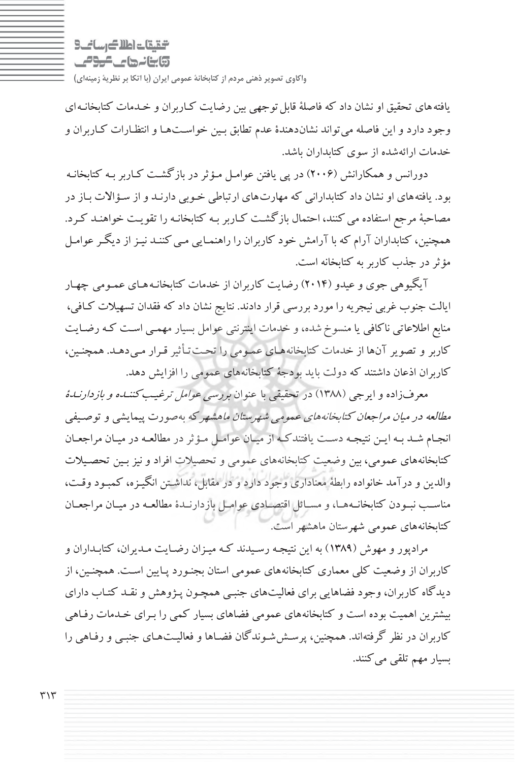یافته‌های تحقیق او نشان داد که فاصلهٔ قابل توجهی بین رضایت کاربران و خدمات کتابخانه‌ای وجود دارد و این فاصله می‌تواند نشان‌دهندهٔ عدم تطابق بین خواست‌ها و انتظارات کاربران و خدمات ارائه‌شده از سوی کتابداران باشد.

دورانس و همکارانش (۲۰۰۶) در پی یافتن عوامل مؤثر در بازگشت کاربر به کتابخانه بود. یافته‌های او نشان داد کتابدارانی که مهارت‌های ارتباطی خوبی دارند و از سؤالات باز در مصاحبهٔ مرجع استفاده می‌کنند، احتمال بازگشت کاربر به کتابخانه را تقویت خواهند کرد. همچنین، کتابداران آرام که با آرامش خود کاربران را راهنمایی می‌کنند نیز از دیگر عوامل مؤثر در جذب کاربر به کتابخانه است.

آیگیوهی جوی و عیدو (۲۰۱۴) رضایت کاربران از خدمات کتابخانه‌های عمومی چهار ایالت جنوب غربی نیجریه را مورد بررسی قرار دادند. نتایج نشان داد که فقدان تسهیلات کافی، منابع اطلاعاتی ناکافی یا منسوخ شده، و خدمات اینترنتی عوامل بسیار مهمی است که رضایت کاربر و تصویر آن‌ها از خدمات کتابخانه‌های عمومی را تحت تأثیر قرار می‌دهد. همچنین، کاربران اذعان داشتند که دولت باید بودجهٔ کتابخانه‌های عمومی را افزایش دهد.

معرف‌زاده و ایرجی (۱۳۸۸) در تحقیقی با عنوان *بررسی عوامل ترغیب‌کننده و بازدارندهٔ مطالعه در میان مراجعان کتابخانه‌های عمومی شهرستان ماهشهر* که به‌صورت پیمایشی و توصیفی انجام شد به این نتیجه دست یافتند که از میان عوامل مؤثر در مطالعه در میان مراجعان کتابخانه‌های عمومی، بین وضعیت کتابخانه‌های عمومی و تحصیلات افراد و نیز بین تحصیلات والدین و درآمد خانواده رابطهٔ معناداری وجود دارد و در مقابل، نداشتن انگیزه، کمبود وقت، مناسب نبودن کتابخانه‌ها، و مسائل اقتصادی عوامل بازدارندهٔ مطالعه در میان مراجعان کتابخانه‌های عمومی شهرستان ماهشهر است.

مرادپور و مهوش (۱۳۸۹) به این نتیجه رسیدند که میزان رضایت مدیران، کتابداران و کاربران از وضعیت کلی معماری کتابخانه‌های عمومی استان بجنورد پایین است. همچنین، از دیدگاه کاربران، وجود فضاهایی برای فعالیت‌های جنبی همچون پژوهش و نقد کتاب دارای بیشترین اهمیت بوده است و کتابخانه‌های عمومی فضاهای بسیار کمی را برای خدمات رفاهی کاربران در نظر گرفته‌اند. همچنین، پرسش‌شوندگان فضاها و فعالیت‌های جنبی و رفاهی را بسیار مهم تلقی می‌کنند.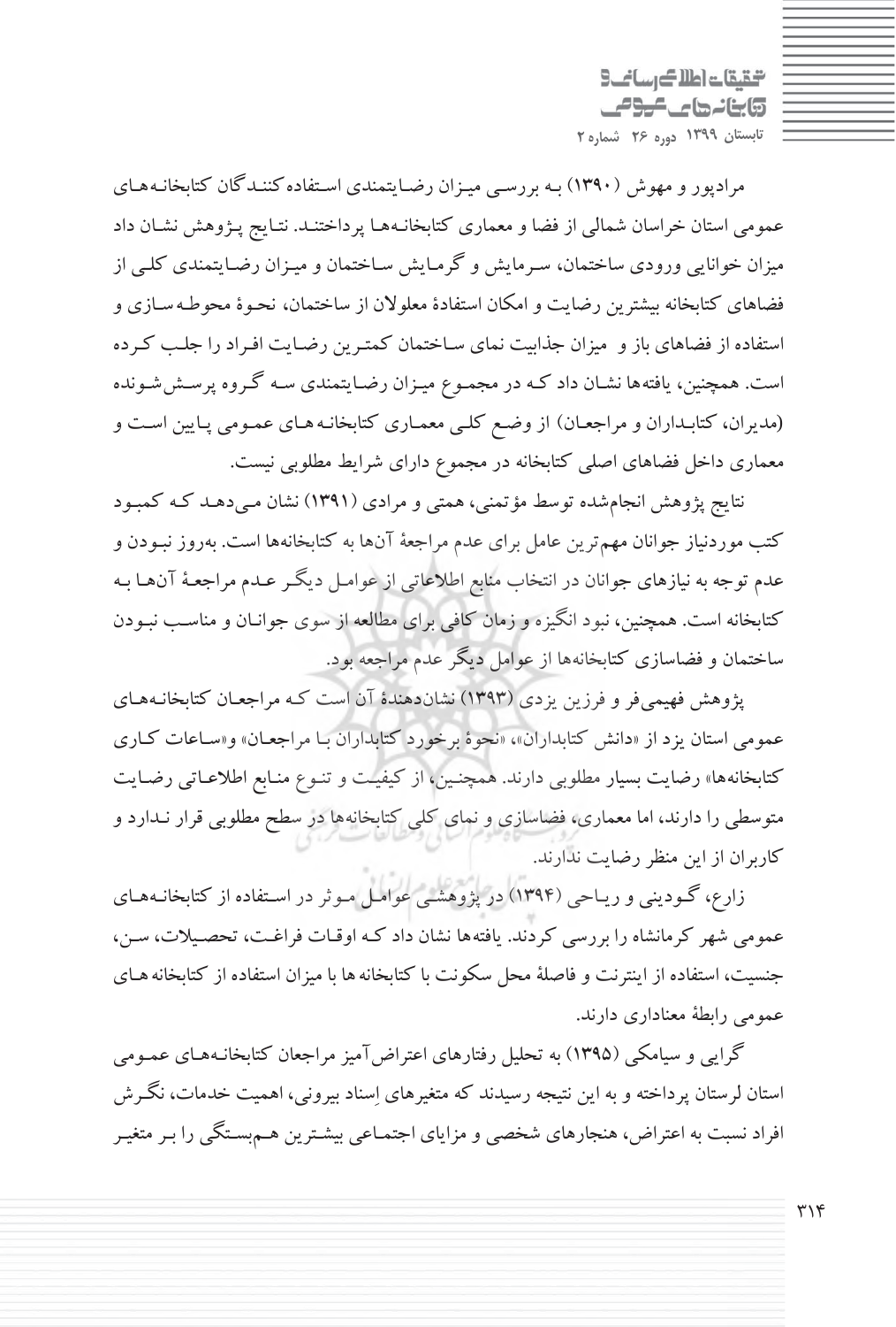مرادپور و مهوش (۱۳۹۰) به بررسی میزان رضایتمندی استفاده‌کنندگان کتابخانه‌های عمومی استان خراسان شمالی از فضا و معماری کتابخانه‌ها پرداختند. نتایج پژوهش نشان داد میزان خوانایی ورودی ساختمان، سرمایش و گرمایش ساختمان و میزان رضایتمندی کلی از فضاهای کتابخانه بیشترین رضایت و امکان استفادهٔ معلولان از ساختمان، نحوهٔ محوطه‌سازی و استفاده از فضاهای باز و میزان جذابیت نمای ساختمان کمترین رضایت افراد را جلب کرده است. همچنین، یافته‌ها نشان داد که در مجموع میزان رضایتمندی سه گروه پرسش‌شونده (مدیران، کتابداران و مراجعان) از وضع کلی معماری کتابخانه‌های عمومی پایین است و معماری داخل فضاهای اصلی کتابخانه در مجموع دارای شرایط مطلوبی نیست.

نتایج پژوهش انجام‌شده توسط مؤتمنی، همتی و مرادی (۱۳۹۱) نشان می‌دهد که کمبود کتب موردنیاز جوانان مهم‌ترین عامل برای عدم مراجعهٔ آن‌ها به کتابخانه‌ها است. به‌روز نبودن و عدم توجه به نیازهای جوانان در انتخاب منابع اطلاعاتی از عوامل دیگر عدم مراجعهٔ آن‌ها به کتابخانه است. همچنین، نبود انگیزه و زمان کافی برای مطالعه از سوی جوانان و مناسب نبودن ساختمان و فضاسازی کتابخانه‌ها از عوامل دیگر عدم مراجعه بود.

پژوهش فهیمی‌فر و فرزین یزدی (۱۳۹۳) نشان‌دهندهٔ آن است که مراجعان کتابخانه‌های عمومی استان یزد از «دانش کتابداران»، «نحوهٔ برخورد کتابداران با مراجعان» و «ساعات کاری کتابخانه‌ها» رضایت بسیار مطلوبی دارند. همچنین، از کیفیت و تنوع منابع اطلاعاتی رضایت متوسطی را دارند، اما معماری، فضاسازی و نمای کلی کتابخانه‌ها در سطح مطلوبی قرار ندارد و کاربران از این منظر رضایت ندارند.

زارع، گودینی و ریاحی (۱۳۹۴) در پژوهشی عوامل موثر در استفاده از کتابخانه‌های عمومی شهر کرمانشاه را بررسی کردند. یافته‌ها نشان داد که اوقات فراغت، تحصیلات، سن، جنسیت، استفاده از اینترنت و فاصلهٔ محل سکونت با کتابخانه ها با میزان استفاده از کتابخانه های عمومی رابطهٔ معناداری دارند.

گرایی و سیامکی (۱۳۹۵) به تحلیل رفتارهای اعتراض‌آمیز مراجعان کتابخانه‌های عمومی استان لرستان پرداخته و به این نتیجه رسیدند که متغیرهای اِسناد بیرونی، اهمیت خدمات، نگرش افراد نسبت به اعتراض، هنجارهای شخصی و مزایای اجتماعی بیشترین هم‌بستگی را بر متغیر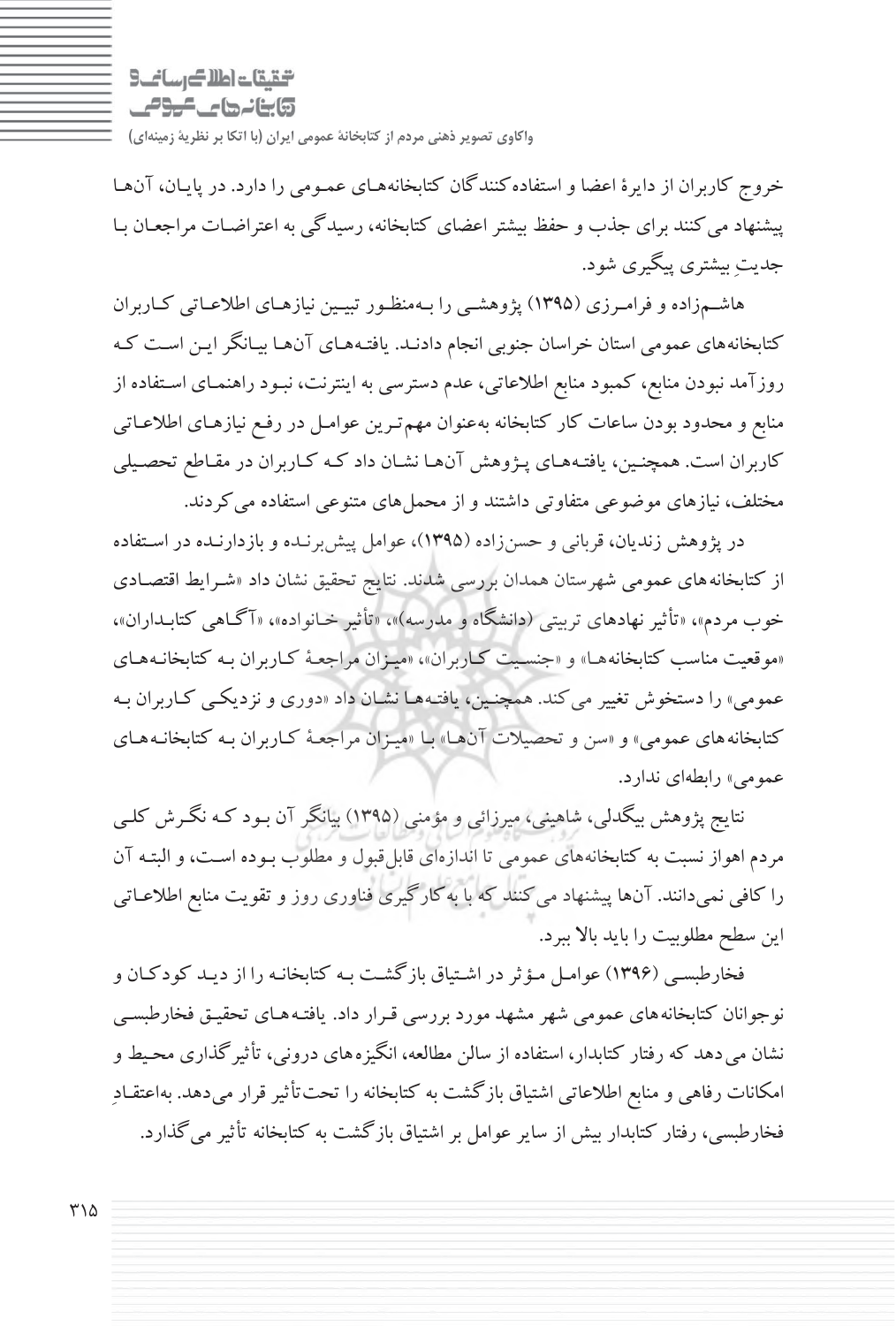خروج کاربران از دایرۀ اعضا و استفاده‌کنندگان کتابخانه‌های عمومی را دارد. در پایان، آن‌ها پیشنهاد می‌کنند برای جذب و حفظ بیشتر اعضای کتابخانه، رسیدگی به اعتراضات مراجعان با جدیتِ بیشتری پیگیری شود.

هاشم‌زاده و فرامرزی (۱۳۹۵) پژوهشی را به‌منظور تبیین نیازهای اطلاعاتی کاربران کتابخانه‌های عمومی استان خراسان جنوبی انجام دادند. یافته‌های آن‌ها بیانگر این است که روزآمد نبودن منابع، کمبود منابع اطلاعاتی، عدم دسترسی به اینترنت، نبود راهنمای استفاده از منابع و محدود بودن ساعات کار کتابخانه به‌عنوان مهم‌ترین عوامل در رفع نیازهای اطلاعاتی کاربران است. همچنین، یافته‌های پژوهش آن‌ها نشان داد که کاربران در مقاطع تحصیلی مختلف، نیازهای موضوعی متفاوتی داشتند و از محمل‌های متنوعی استفاده می‌کردند.

در پژوهش زندیان، قربانی و حسن‌زاده (۱۳۹۵)، عوامل پیش‌برنده و بازدارنده در استفاده از کتابخانه‌های عمومی شهرستان همدان بررسی شدند. نتایج تحقیق نشان داد «شرایط اقتصادی خوب مردم»، «تأثیر نهادهای تربیتی (دانشگاه و مدرسه)»، «تأثیر خانواده»، «آگاهی کتابداران»، «موقعیت مناسب کتابخانه‌ها»، «جنسیت کاربران» و «میزان مراجعۀ کاربران به کتابخانه‌های عمومی» را دستخوش تغییر می‌کند. همچنین، یافته‌ها نشان داد «دوری و نزدیکی کاربران به کتابخانه‌های عمومی» و «سن و تحصیلات آن‌ها» با «میزان مراجعۀ کاربران به کتابخانه‌های عمومی» رابطه‌ای ندارد.

نتایج پژوهش بیگدلی، شاهینی، میرزائی و مؤمنی (۱۳۹۵) بیانگر آن بود که نگرش کلی مردم اهواز نسبت به کتابخانه‌های عمومی تا اندازه‌ای قابل‌قبول و مطلوب بوده است، و البته آن را کافی نمی‌دانند. آن‌ها پیشنهاد می‌کنند که با به کارگیری فناوری روز و تقویت منابع اطلاعاتی این سطح مطلوبیت را باید بالا ببرد.

فخارطبسی (۱۳۹۶) عوامل مؤثر در اشتیاق بازگشت به کتابخانه را از دید کودکان و نوجوانان کتابخانه‌های عمومی شهر مشهد مورد بررسی قرار داد. یافته‌های تحقیق فخارطبسی نشان می‌دهد که رفتار کتابدار، استفاده از سالن مطالعه، انگیزه‌های درونی، تأثیرگذاری محیط و امکانات رفاهی و منابع اطلاعاتی اشتیاق بازگشت به کتابخانه را تحت‌تأثیر قرار می‌دهد. به‌اعتقادِ فخارطبسی، رفتار کتابدار بیش از سایر عوامل بر اشتیاق بازگشت به کتابخانه تأثیر می‌گذارد.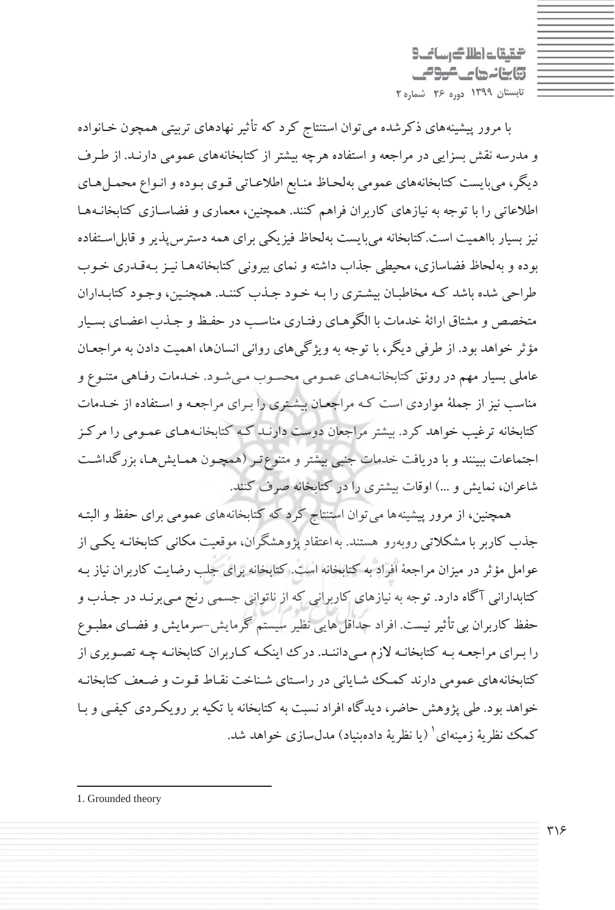با مرور پیشینه‌های ذکرشده می‌توان استنتاج کرد که تأثیر نهادهای تربیتی همچون خانواده و مدرسه نقش بسزایی در مراجعه و استفاده هرچه بیشتر از کتابخانه‌های عمومی دارند. از طرف دیگر، می‌بایست کتابخانه‌های عمومی به‌لحاظ منابع اطلاعاتی قوی بوده و انواع محمل‌های اطلاعاتی را با توجه به نیازهای کاربران فراهم کنند. همچنین، معماری و فضاسازی کتابخانه‌ها نیز بسیار بااهمیت است. کتابخانه می‌بایست به‌لحاظ فیزیکی برای همه دسترس‌پذیر و قابل‌استفاده بوده و به‌لحاظ فضاسازی، محیطی جذاب داشته و نمای بیرونی کتابخانه‌ها نیز به‌قدری خوب طراحی شده باشد که مخاطبان بیشتری را به خود جذب کنند. همچنین، وجود کتابداران متخصص و مشتاق ارائهٔ خدمات با الگوهای رفتاری مناسب در حفظ و جذب اعضای بسیار مؤثر خواهد بود. از طرفی دیگر، با توجه به ویژگی‌های روانی انسان‌ها، اهمیت دادن به مراجعان عاملی بسیار مهم در رونق کتابخانه‌های عمومی محسوب می‌شود. خدمات رفاهی متنوع و مناسب نیز از جملهٔ مواردی است که مراجعان بیشتری را برای مراجعه و استفاده از خدمات کتابخانه ترغیب خواهد کرد. بیشتر مراجعان دوست دارند که کتابخانه‌های عمومی را مرکز اجتماعات ببینند و با دریافت خدمات جنبی بیشتر و متنوع‌تر (همچون همایش‌ها، بزرگداشت شاعران، نمایش و ...) اوقات بیشتری را در کتابخانه صرف کنند.

همچنین، از مرور پیشینه‌ها می‌توان استنتاج کرد که کتابخانه‌های عمومی برای حفظ و البته جذب کاربر با مشکلاتی روبه‌رو هستند. به‌اعتقادِ پژوهشگران، موقعیت مکانی کتابخانه یکی از عوامل مؤثر در میزان مراجعهٔ افراد به کتابخانه است. کتابخانه برای جلب رضایت کاربران نیاز به کتابدارانی آگاه دارد. توجه به نیازهای کاربرانی که از ناتوانی جسمی رنج می‌برند در جذب و حفظ کاربران بی‌تأثیر نیست. افراد حداقل‌هایی نظیر سیستم گرمایش-سرمایش و فضای مطبوع را برای مراجعه به کتابخانه لازم می‌دانند. درک اینکه کاربران کتابخانه چه تصویری از کتابخانه‌های عمومی دارند کمک شایانی در راستای شناخت نقاط قوت و ضعف کتابخانه خواهد بود. طی پژوهش حاضر، دیدگاه افراد نسبت به کتابخانه با تکیه بر رویکردی کیفی و با کمک نظریهٔ زمینه‌ای[1] (یا نظریهٔ داده‌بنیاد) مدل‌سازی خواهد شد.

---

1. Grounded theory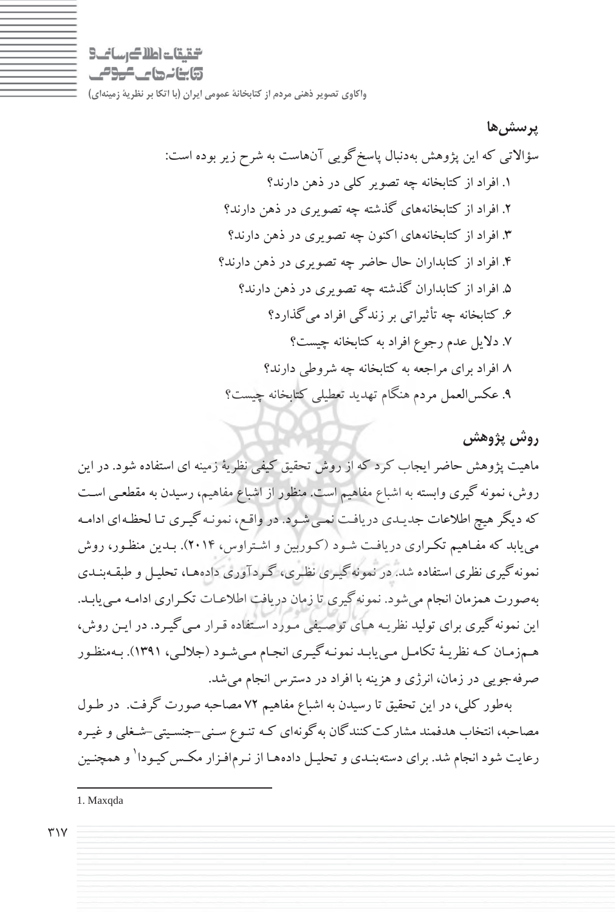## پرسش‌ها

سؤالاتی که این پژوهش به‌دنبال پاسخ‌گویی آن‌هاست به شرح زیر بوده است:

۱. افراد از کتابخانه چه تصویر کلی در ذهن دارند؟

۲. افراد از کتابخانه‌های گذشته چه تصویری در ذهن دارند؟

۳. افراد از کتابخانه‌های اکنون چه تصویری در ذهن دارند؟

۴. افراد از کتابداران حال حاضر چه تصویری در ذهن دارند؟

۵. افراد از کتابداران گذشته چه تصویری در ذهن دارند؟

۶. کتابخانه چه تأثیراتی بر زندگی افراد می‌گذارد؟

۷. دلایل عدم رجوع افراد به کتابخانه چیست؟

۸. افراد برای مراجعه به کتابخانه چه شروطی دارند؟

۹. عکس‌العمل مردم هنگام تهدید تعطیلی کتابخانه چیست؟

## روش پژوهش

ماهیت پژوهش حاضر ایجاب کرد که از روش تحقیق کیفی نظریهٔ زمینه ای استفاده شود. در این روش، نمونه گیری وابسته به اشباع مفاهیم است. منظور از اشباع مفاهیم، رسیدن به مقطعی است که دیگر هیچ اطلاعات جدیدی دریافت نمی‌شود. در واقع، نمونه گیری تا لحظه‌ای ادامه می‌یابد که مفاهیم تکراری دریافت شود (کوربین و اشتراوس، ۲۰۱۴). بدین منظور، روش نمونه‌گیری نظری استفاده شد. در نمونه‌گیری نظری، گردآوری داده‌ها، تحلیل و طبقه‌بندی به‌صورت همزمان انجام می‌شود. نمونه‌گیری تا زمان دریافت اطلاعات تکراری ادامه می‌یابد. این نمونه‌گیری برای تولید نظریه های توصیفی مورد استفاده قرار می‌گیرد. در این روش، هم‌زمان که نظریهٔ تکامل می‌یابد نمونه‌گیری انجام می‌شود (جلالی، ۱۳۹۱). به‌منظور صرفه‌جویی در زمان، انرژی و هزینه با افراد در دسترس انجام می‌شد.

به‌طور کلی، در این تحقیق تا رسیدن به اشباع مفاهیم ۷۲ مصاحبه صورت گرفت. در طول مصاحبه، انتخاب هدفمند مشارکت‌کنندگان به‌گونه‌ای که تنوع سنی–جنسیتی–شغلی و غیره رعایت شود انجام شد. برای دسته‌بندی و تحلیل داده‌ها از نرم‌افزار مکس کیودا[1] و همچنین

1. Maxqda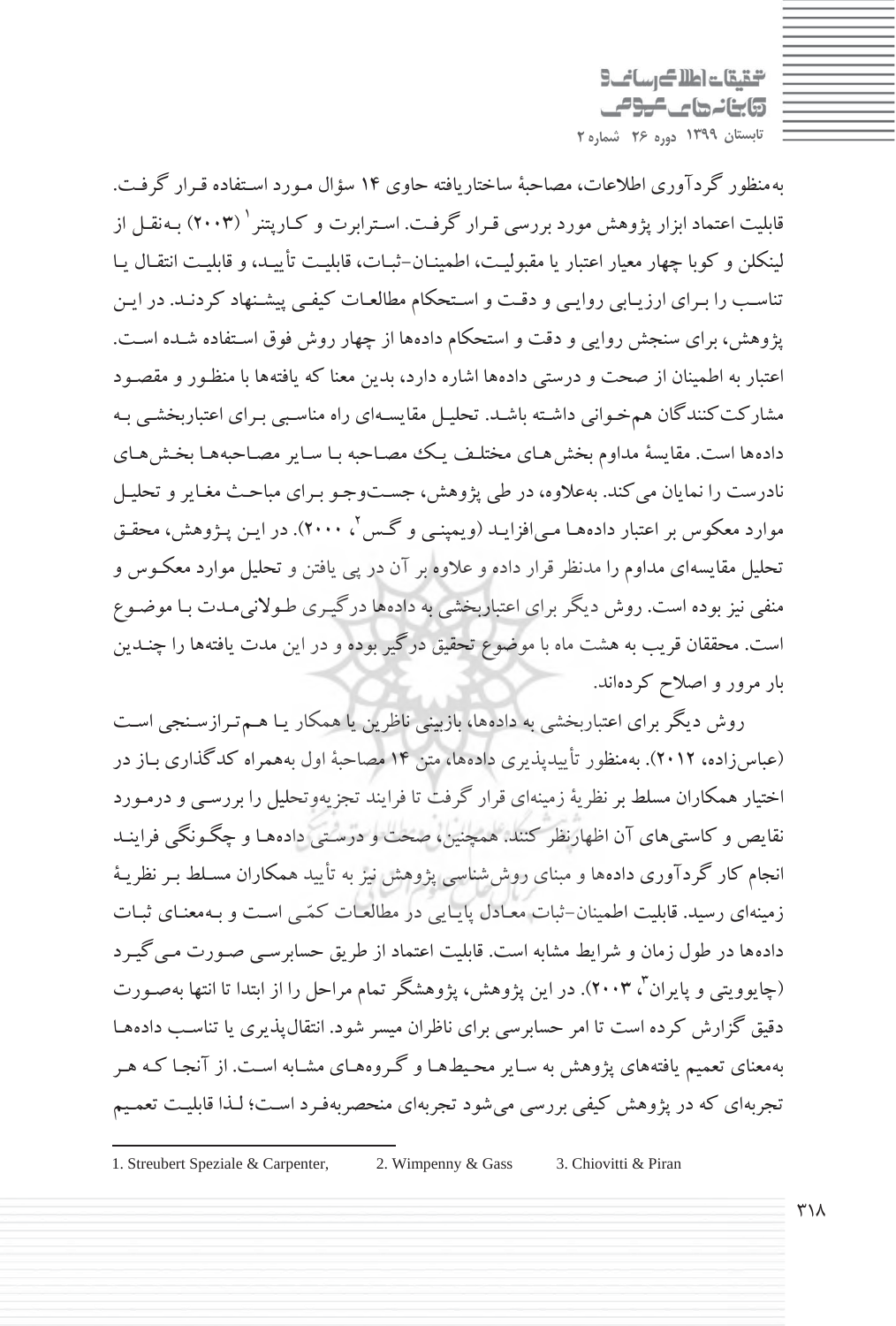به‌منظور گردآوری اطلاعات، مصاحبهٔ ساختاریافته حاوی ۱۴ سؤال مورد استفاده قرار گرفت. قابلیت اعتماد ابزار پژوهش مورد بررسی قرار گرفت. استرابرت و کارپنتر[1] (۲۰۰۳) به‌نقل از لینکلن و کوبا چهار معیار اعتبار یا مقبولیت، اطمینان-ثبات، قابلیت تأیید، و قابلیت انتقال یا تناسب را برای ارزیابی روایی و دقت و استحکام مطالعات کیفی پیشنهاد کردند. در این پژوهش، برای سنجش روایی و دقت و استحکام داده‌ها از چهار روش فوق استفاده شده است. اعتبار به اطمینان از صحت و درستی داده‌ها اشاره دارد، بدین معنا که یافته‌ها با منظور و مقصود مشارکت‌کنندگان هم‌خوانی داشته باشد. تحلیل مقایسه‌ای راه مناسبی برای اعتباربخشی به داده‌ها است. مقایسهٔ مداوم بخش‌های مختلف یک مصاحبه با سایر مصاحبه‌ها بخش‌های نادرست را نمایان می‌کند. به‌علاوه، در طی پژوهش، جست‌وجو برای مباحث مغایر و تحلیل موارد معکوس بر اعتبار داده‌ها می‌افزاید (ویمپنی و گس[2]، ۲۰۰۰). در این پژوهش، محقق تحلیل مقایسه‌ای مداوم را مدنظر قرار داده و علاوه بر آن در پی یافتن و تحلیل موارد معکوس و منفی نیز بوده است. روش دیگر برای اعتباربخشی به داده‌ها درگیری طولانی‌مدت با موضوع است. محققان قریب به هشت ماه با موضوع تحقیق درگیر بوده و در این مدت یافته‌ها را چندین بار مرور و اصلاح کرده‌اند.

روش دیگر برای اعتباربخشی به داده‌ها، بازبینی ناظرین یا همکار یا هم‌ترازسنجی است (عباس‌زاده، ۲۰۱۲). به‌منظور تأییدپذیری داده‌ها، متن ۱۴ مصاحبهٔ اول به‌همراه کدگذاری باز در اختیار همکاران مسلط بر نظریهٔ زمینه‌ای قرار گرفت تا فرایند تجزیه‌وتحلیل را بررسی و درمورد نقایص و کاستی‌های آن اظهارنظر کنند. همچنین، صحت و درستی داده‌ها و چگونگی فرایند انجام کار گردآوری داده‌ها و مبنای روش‌شناسی پژوهش نیز به تأیید همکاران مسلط بر نظریهٔ زمینه‌ای رسید. قابلیت اطمینان-ثبات معادل پایایی در مطالعات کمّی است و به‌معنای ثبات داده‌ها در طول زمان و شرایط مشابه است. قابلیت اعتماد از طریق حسابرسی صورت می‌گیرد (چایوویتی و پایران[3]، ۲۰۰۳). در این پژوهش، پژوهشگر تمام مراحل را از ابتدا تا انتها به‌صورت دقیق گزارش کرده است تا امر حسابرسی برای ناظران میسر شود. انتقال‌پذیری یا تناسب داده‌ها به‌معنای تعمیم یافته‌های پژوهش به سایر محیط‌ها و گروه‌های مشابه است. از آنجا که هر تجربه‌ای که در پژوهش کیفی بررسی می‌شود تجربه‌ای منحصربه‌فرد است؛ لذا قابلیت تعمیم

---

1. Streubert Speziale & Carpenter,
2. Wimpenny & Gass
3. Chiovitti & Piran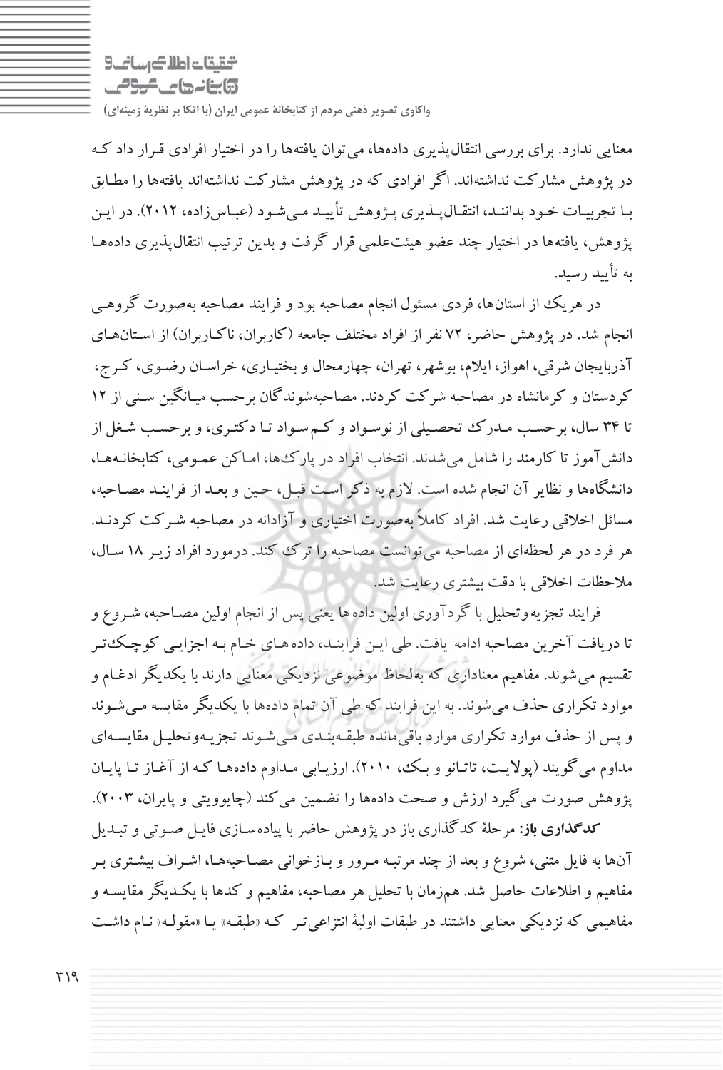معنایی ندارد. برای بررسی انتقال‌پذیری داده‌ها، می‌توان یافته‌ها را در اختیار افرادی قرار داد که در پژوهش مشارکت نداشته‌اند. اگر افرادی که در پژوهش مشارکت نداشته‌اند یافته‌ها را مطابق با تجربیات خود بدانند، انتقال‌پذیری پژوهش تأیید می‌شود (عباس‌زاده، ۲۰۱۲). در این پژوهش، یافته‌ها در اختیار چند عضو هیئت‌علمی قرار گرفت و بدین ترتیب انتقال‌پذیری داده‌ها به تأیید رسید.

در هریک از استان‌ها، فردی مسئول انجام مصاحبه بود و فرایند مصاحبه به‌صورت گروهی انجام شد. در پژوهش حاضر، ۷۲ نفر از افراد مختلف جامعه (کاربران، ناکاربران) از استان‌های آذربایجان شرقی، اهواز، ایلام، بوشهر، تهران، چهارمحال و بختیاری، خراسان رضوی، کرج، کردستان و کرمانشاه در مصاحبه شرکت کردند. مصاحبه‌شوندگان برحسب میانگین سنی از ۱۲ تا ۳۴ سال، برحسب مدرک تحصیلی از نوسواد و کم‌سواد تا دکتری، و برحسب شغل از دانش‌آموز تا کارمند را شامل می‌شدند. انتخاب افراد در پارک‌ها، اماکن عمومی، کتابخانه‌ها، دانشگاه‌ها و نظایر آن انجام شده است. لازم به ذکر است قبل، حین و بعد از فرایند مصاحبه، مسائل اخلاقی رعایت شد. افراد کاملاً به‌صورت اختیاری و آزادانه در مصاحبه شرکت کردند. هر فرد در هر لحظه‌ای از مصاحبه می‌توانست مصاحبه را ترک کند. درمورد افراد زیر ۱۸ سال، ملاحظات اخلاقی با دقت بیشتری رعایت شد.

فرایند تجزیه‌وتحلیل با گردآوری اولین داده‌ها یعنی پس از انجام اولین مصاحبه، شروع و تا دریافت آخرین مصاحبه ادامه یافت. طی این فرایند، داده‌های خام به اجزایی کوچک‌تر تقسیم می‌شوند. مفاهیم معناداری که به‌لحاظ موضوعی نزدیکی معنایی دارند با یکدیگر ادغام و موارد تکراری حذف می‌شوند. به این فرایند که طی آن تمام داده‌ها با یکدیگر مقایسه می‌شوند و پس از حذف موارد تکراری موارد باقی‌مانده طبقه‌بندی می‌شوند تجزیه‌وتحلیل مقایسه‌ای مداوم می‌گویند (پولایت، تاتانو و بک، ۲۰۱۰). ارزیابی مداوم داده‌ها که از آغاز تا پایان پژوهش صورت می‌گیرد ارزش و صحت داده‌ها را تضمین می‌کند (چایوویتی و پایران، ۲۰۰۳).

**کدگذاری باز:** مرحلهٔ کدگذاری باز در پژوهش حاضر با پیاده‌سازی فایل صوتی و تبدیل آن‌ها به فایل متنی، شروع و بعد از چند مرتبه مرور و بازخوانی مصاحبه‌ها، اشراف بیشتری بر مفاهیم و اطلاعات حاصل شد. هم‌زمان با تحلیل هر مصاحبه، مفاهیم و کدها با یکدیگر مقایسه و مفاهیمی که نزدیکی معنایی داشتند در طبقات اولیهٔ انتزاعی‌تر که «طبقه» یا «مقوله» نام داشت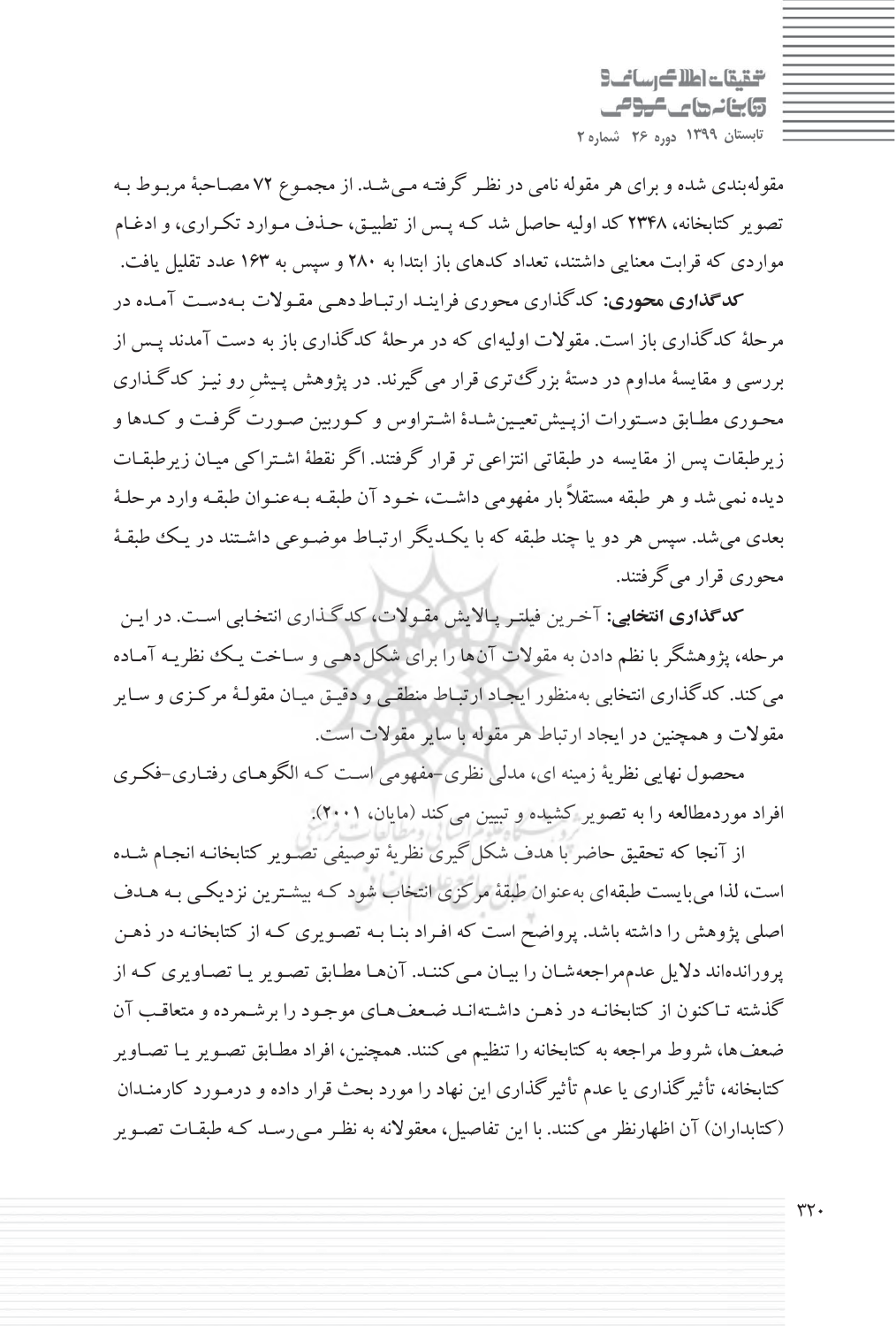مقوله‌بندی شده و برای هر مقوله نامی در نظر گرفته می‌شد. از مجموع ۷۲ مصاحبهٔ مربوط به تصویر کتابخانه، ۲۳۴۸ کد اولیه حاصل شد که پس از تطبیق، حذف موارد تکراری، و ادغام مواردی که قرابت معنایی داشتند، تعداد کدهای باز ابتدا به ۲۸۰ و سپس به ۱۶۳ عدد تقلیل یافت.

**کدگذاری محوری:** کدگذاری محوری فرایند ارتباط‌دهی مقولات به‌دست آمده در مرحلهٔ کدگذاری باز است. مقولات اولیه‌ای که در مرحلهٔ کدگذاری باز به دست آمدند پس از بررسی و مقایسهٔ مداوم در دستهٔ بزرگ‌تری قرار می‌گیرند. در پژوهش پیش‌ِرو نیز کدگذاری محوری مطابق دستورات ازپیش‌تعیین‌شدهٔ اشتراوس و کوربین صورت گرفت و کدها و زیرطبقات پس از مقایسه در طبقاتی انتزاعی‌تر قرار گرفتند. اگر نقطهٔ اشتراکی میان زیرطبقات دیده نمی‌شد و هر طبقه مستقلاً بار مفهومی داشت، خود آن طبقه به‌عنوان طبقه وارد مرحلهٔ بعدی می‌شد. سپس هر دو یا چند طبقه که با یکدیگر ارتباط موضوعی داشتند در یک طبقهٔ محوری قرار می‌گرفتند.

**کدگذاری انتخابی:** آخرین فیلتر پالایش مقولات، کدگذاری انتخابی است. در این مرحله، پژوهشگر با نظم دادن به مقولات آن‌ها را برای شکل‌دهی و ساخت یک نظریه آماده می‌کند. کدگذاری انتخابی به‌منظور ایجاد ارتباط منطقی و دقیق میان مقولهٔ مرکزی و سایر مقولات و همچنین در ایجاد ارتباط هر مقوله با سایر مقولات است.

محصول نهایی نظریهٔ زمینه ای، مدلی نظری-مفهومی است که الگوهای رفتاری-فکری افراد موردمطالعه را به تصویر کشیده و تبیین می‌کند (مایان، ۲۰۰۱).

از آنجا که تحقیق حاضر با هدف شکل‌گیری نظریهٔ توصیفی تصویر کتابخانه انجام شده است، لذا می‌بایست طبقه‌ای به‌عنوان طبقهٔ مرکزی انتخاب شود که بیشترین نزدیکی به هدف اصلی پژوهش را داشته باشد. پرواضح است که افراد بنا به تصویری که از کتابخانه در ذهن پرورانده‌اند دلایل عدم‌مراجعه‌شان را بیان می‌کنند. آن‌ها مطابق تصویر یا تصاویری که از گذشته تاکنون از کتابخانه در ذهن داشته‌اند ضعف‌های موجود را برشمرده و متعاقب آن ضعف‌ها، شروط مراجعه به کتابخانه را تنظیم می‌کنند. همچنین، افراد مطابق تصویر یا تصاویر کتابخانه، تأثیرگذاری یا عدم تأثیرگذاری این نهاد را مورد بحث قرار داده و درمورد کارمندان (کتابداران) آن اظهارنظر می‌کنند. با این تفاصیل، معقولانه به نظر می‌رسد که طبقات تصویر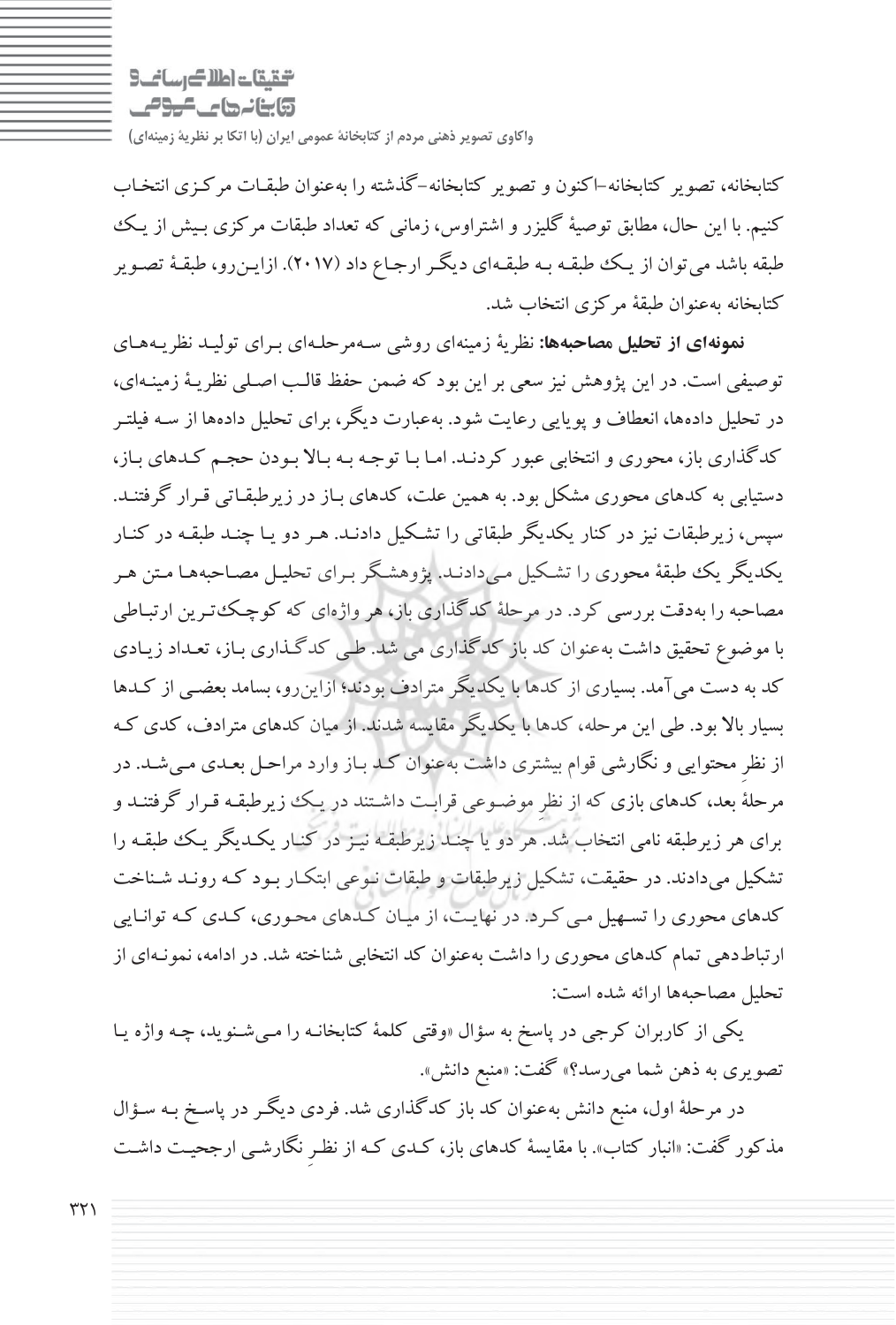کتابخانه، تصویر کتابخانه-اکنون و تصویر کتابخانه-گذشته را به‌عنوان طبقات مرکزی انتخاب کنیم. با این حال، مطابق توصیهٔ گلیزر و اشتراوس، زمانی که تعداد طبقات مرکزی بیش از یک طبقه باشد می‌توان از یک طبقه به طبقه‌ای دیگر ارجاع داد (۲۰۱۷). ازاین‌رو، طبقهٔ تصویر کتابخانه به‌عنوان طبقهٔ مرکزی انتخاب شد.

**نمونه‌ای از تحلیل مصاحبه‌ها:** نظریهٔ زمینه‌ای روشی سه‌مرحله‌ای برای تولید نظریه‌های توصیفی است. در این پژوهش نیز سعی بر این بود که ضمن حفظ قالب اصلی نظریهٔ زمینه‌ای، در تحلیل داده‌ها، انعطاف و پویایی رعایت شود. به‌عبارت دیگر، برای تحلیل داده‌ها از سه فیلتر کدگذاری باز، محوری و انتخابی عبور کردند. اما با توجه به بالا بودن حجم کدهای باز، دستیابی به کدهای محوری مشکل بود. به همین علت، کدهای باز در زیرطبقاتی قرار گرفتند. سپس، زیرطبقات نیز در کنار یکدیگر طبقاتی را تشکیل دادند. هر دو یا چند طبقه در کنار یکدیگر یک طبقهٔ محوری را تشکیل می‌دادند. پژوهشگر برای تحلیل مصاحبه‌ها متن هر مصاحبه را به‌دقت بررسی کرد. در مرحلهٔ کدگذاری باز، هر واژه‌ای که کوچک‌ترین ارتباطی با موضوع تحقیق داشت به‌عنوان کد باز کدگذاری می شد. طی کدگذاری باز، تعداد زیادی کد به دست می‌آمد. بسیاری از کدها با یکدیگر مترادف بودند؛ ازاین‌رو، بسامد بعضی از کدها بسیار بالا بود. طی این مرحله، کدها با یکدیگر مقایسه شدند. از میان کدهای مترادف، کدی که از نظرِ محتوایی و نگارشی قوام بیشتری داشت به‌عنوان کد باز وارد مراحل بعدی می‌شد. در مرحلهٔ بعد، کدهای بازی که از نظرِ موضوعی قرابت داشتند در یک زیرطبقه قرار گرفتند و برای هر زیرطبقه نامی انتخاب شد. هر دو یا چند زیرطبقه نیز در کنار یکدیگر یک طبقه را تشکیل می‌دادند. در حقیقت، تشکیل زیرطبقات و طبقات نوعی ابتکار بود که روند شناخت کدهای محوری را تسهیل می‌کرد. در نهایت، از میان کدهای محوری، کدی که توانایی ارتباط‌دهی تمام کدهای محوری را داشت به‌عنوان کد انتخابی شناخته شد. در ادامه، نمونه‌ای از تحلیل مصاحبه‌ها ارائه شده است:

یکی از کاربران کرجی در پاسخ به سؤال «وقتی کلمهٔ کتابخانه را می‌شنوید، چه واژه یا تصویری به ذهن شما می‌رسد؟» گفت: «منبع دانش».

در مرحلهٔ اول، منبع دانش به‌عنوان کد باز کدگذاری شد. فردی دیگر در پاسخ به سؤال مذکور گفت: «انبار کتاب». با مقایسهٔ کدهای باز، کدی که از نظرِ نگارشی ارجحیت داشت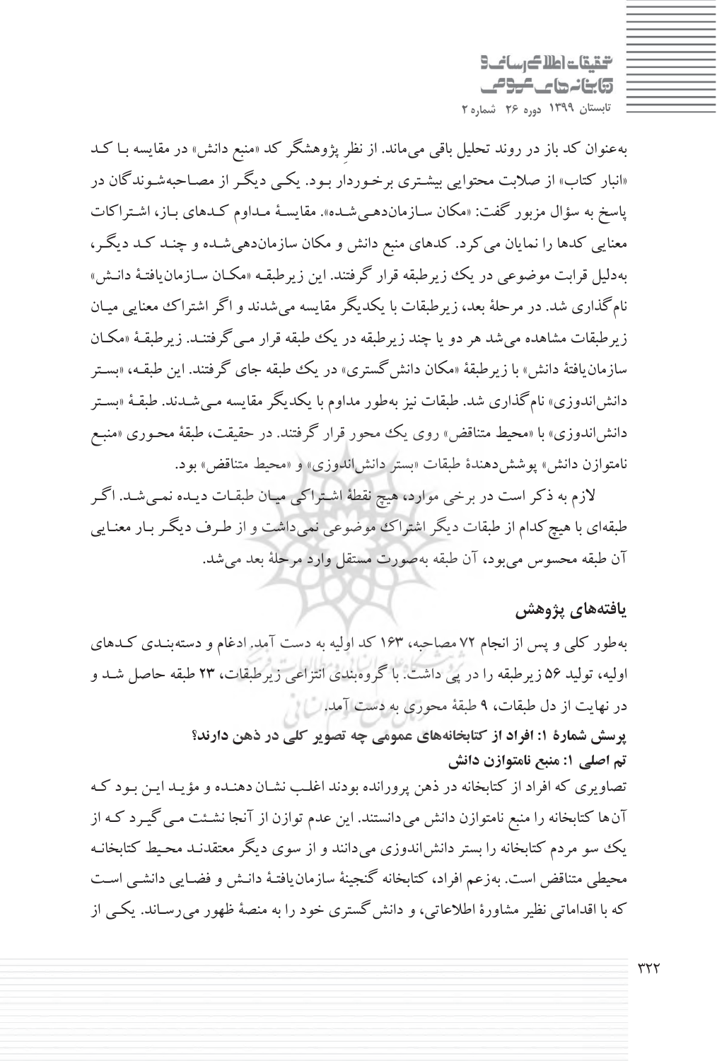به‌عنوان کد باز در روند تحلیل باقی می‌ماند. از نظرِ پژوهشگر کد «منبع دانش» در مقایسه با کد «انبار کتاب» از صلابت محتوایی بیشتری برخوردار بود. یکی دیگر از مصاحبه‌شوندگان در پاسخ به سؤال مزبور گفت: «مکان سازمان‌دهی‌شده». مقایسهٔ مداوم کدهای باز، اشتراکات معنایی کدها را نمایان می‌کرد. کدهای منبع دانش و مکان سازمان‌دهی‌شده و چند کد دیگر، به‌دلیل قرابت موضوعی در یک زیرطبقه قرار گرفتند. این زیرطبقه «مکان سازمان‌یافتهٔ دانش» نام‌گذاری شد. در مرحلهٔ بعد، زیرطبقات با یکدیگر مقایسه می‌شدند و اگر اشتراک معنایی میان زیرطبقات مشاهده می‌شد هر دو یا چند زیرطبقه در یک طبقه قرار می‌گرفتند. زیرطبقهٔ «مکان سازمان‌یافتهٔ دانش» با زیرطبقهٔ «مکان دانش‌گستری» در یک طبقه جای گرفتند. این طبقه، «بستر دانش‌اندوزی» نام‌گذاری شد. طبقات نیز به‌طور مداوم با یکدیگر مقایسه می‌شدند. طبقهٔ «بستر دانش‌اندوزی» با «محیط متناقض» روی یک محور قرار گرفتند. در حقیقت، طبقهٔ محوری «منبع نامتوازن دانش» پوشش‌دهندهٔ طبقات «بستر دانش‌اندوزی» و «محیط متناقض» بود.

لازم به ذکر است در برخی موارد، هیچ نقطهٔ اشتراکی میان طبقات دیده نمی‌شد. اگر طبقه‌ای با هیچ‌کدام از طبقات دیگر اشتراک موضوعی نمی‌داشت و از طرف دیگر بار معنایی آن طبقه محسوس می‌بود، آن طبقه به‌صورت مستقل وارد مرحلهٔ بعد می‌شد.

## یافته‌های پژوهش

به‌طور کلی و پس از انجام ۷۲ مصاحبه، ۱۶۳ کد اولیه به دست آمد. ادغام و دسته‌بندی کدهای اولیه، تولید ۵۶ زیرطبقه را در پی داشت. با گروه‌بندی انتزاعی زیرطبقات، ۲۳ طبقه حاصل شد و در نهایت از دل طبقات، ۹ طبقهٔ محوری به دست آمد.

**پرسش شمارهٔ ۱: افراد از کتابخانه‌های عمومی چه تصویر کلی در ذهن دارند؟**

**تم اصلی ۱: منبع نامتوازن دانش**

تصاویری که افراد از کتابخانه در ذهن پرورانده بودند اغلب نشان‌دهنده و مؤید این بود که آن‌ها کتابخانه را منبع نامتوازن دانش می‌دانستند. این عدم توازن از آنجا نشئت می‌گیرد که از یک سو مردم کتابخانه را بستر دانش‌اندوزی می‌دانند و از سوی دیگر معتقدند محیط کتابخانه محیطی متناقض است. به‌زعم افراد، کتابخانه گنجینهٔ سازمان‌یافتهٔ دانش و فضایی دانشی است که با اقداماتی نظیر مشاورهٔ اطلاعاتی، و دانش‌گستری خود را به منصهٔ ظهور می‌رساند. یکی از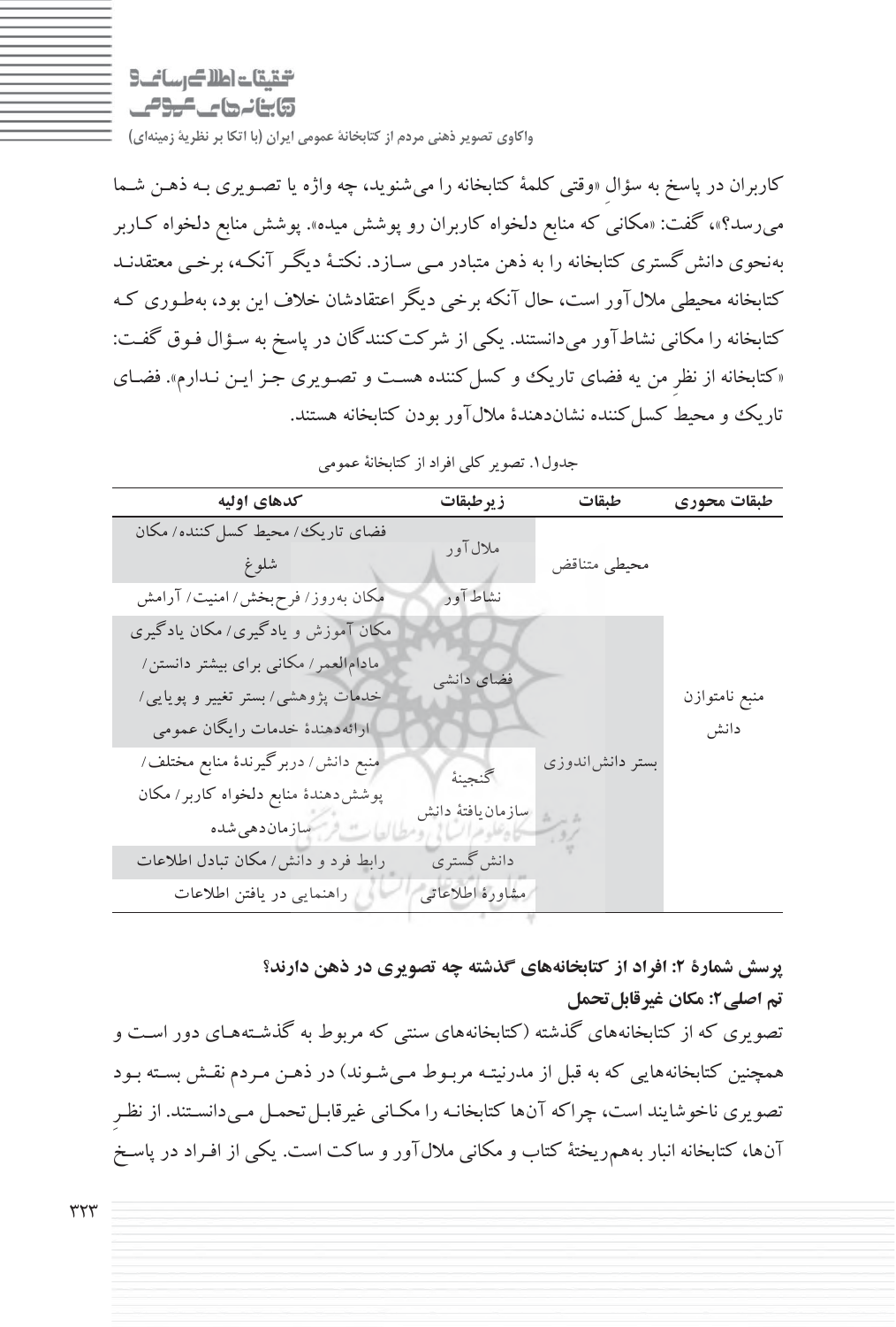کاربران در پاسخ به سؤالِ «وقتی کلمهٔ کتابخانه را می‌شنوید، چه واژه یا تصویری به ذهن شما می‌رسد؟»، گفت: «مکانی که منابع دلخواه کاربران رو پوشش میده». پوشش منابع دلخواه کاربر به‌نحوی دانش‌گستری کتابخانه را به ذهن متبادر می‌سازد. نکتهٔ دیگر آنکه، برخی معتقدند کتابخانه محیطی ملال‌آور است، حال آنکه برخی دیگر اعتقادشان خلاف این بود، به‌طوری که کتابخانه را مکانی نشاط‌آور می‌دانستند. یکی از شرکت‌کنندگان در پاسخ به سؤال فوق گفت: «کتابخانه از نظرِ من یه فضای تاریک و کسل‌کننده هست و تصویری جز این ندارم». فضای تاریک و محیطِ کسل‌کننده نشان‌دهندهٔ ملال‌آور بودن کتابخانه هستند.

جدول۱. تصویر کلی افراد از کتابخانهٔ عمومی

| طبقات محوری | طبقات | زیرطبقات | کدهای اولیه |
|---|---|---|---|
| منبع نامتوازن دانش | محیطی متناقض | ملال‌آور | فضای تاریک/ محیط کسل‌کننده/ مکان شلوغ |
| | | نشاط‌آور | مکان به‌روز/ فرح‌بخش/ امنیت/ آرامش |
| | بستر دانش‌اندوزی | فضای دانشی | مکان آموزش و یادگیری/ مکان یادگیری مادام‌العمر/ مکانی برای بیشتر دانستن/ خدمات پژوهشی/ بستر تغییر و پویایی/ ارائه‌دهندهٔ خدمات رایگان عمومی |
| | | گنجینهٔ سازمان‌یافتهٔ دانش | منبع دانش/ دربرگیرندهٔ منابع مختلف/ پوشش‌دهندهٔ منابع دلخواه کاربر/ مکان سازمان‌دهی‌شده |
| | | دانش‌گستری | رابط فرد و دانش/ مکان تبادل اطلاعات |
| | | مشاورهٔ اطلاعاتی | راهنمایی در یافتن اطلاعات |

**پرسش شمارهٔ ۲: افراد از کتابخانه‌های گذشته چه تصویری در ذهن دارند؟**

**تم اصلی۲: مکان غیرقابل‌تحمل**

تصویری که از کتابخانه‌های گذشته (کتابخانه‌های سنتی که مربوط به گذشته‌های دور است و همچنین کتابخانه‌هایی که به قبل از مدرنیته مربوط می‌شوند) در ذهن مردم نقش بسته بود تصویری ناخوشایند است، چراکه آن‌ها کتابخانه را مکانی غیرقابل‌تحمل می‌دانستند. از نظرِ آن‌ها، کتابخانه انبار به‌هم‌ریختهٔ کتاب و مکانی ملال‌آور و ساکت است. یکی از افراد در پاسخ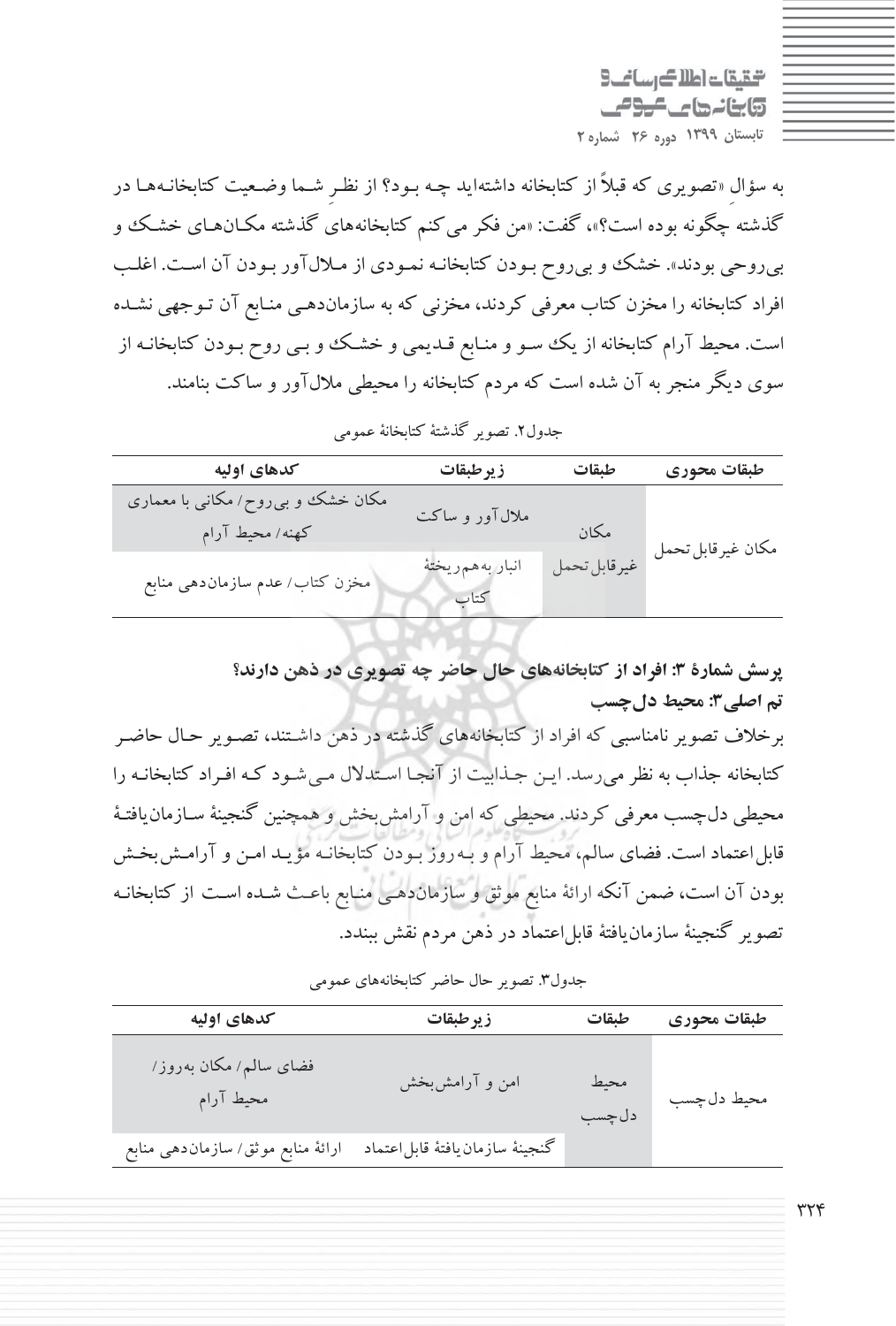به سؤالِ «تصویری که قبلاً از کتابخانه داشته‌اید چه بود؟ از نظرِ شما وضعیت کتابخانه‌ها در گذشته چگونه بوده است؟»، گفت: «من فکر می‌کنم کتابخانه‌های گذشته مکان‌های خشک و بی‌روحی بودند». خشک و بی‌روح بودن کتابخانه نمودی از ملال‌آور بودن آن است. اغلب افراد کتابخانه را مخزن کتاب معرفی کردند، مخزنی که به سازماندهی منابع آن توجهی نشده است. محیط آرام کتابخانه از یک سو و منابع قدیمی و خشک و بی روح بودن کتابخانه از سوی دیگر منجر به آن شده است که مردم کتابخانه را محیطی ملال‌آور و ساکت بنامند.

جدول۲. تصویر گذشتۀ کتابخانۀ عمومی

| طبقات محوری | طبقات | زیرطبقات | کدهای اولیه |
|---|---|---|---|
| مکان غیرقابل‌تحمل | مکان غیرقابل‌تحمل | ملال‌آور و ساکت | مکان خشک و بی‌روح/ مکانی با معماری کهنه/ محیط آرام |
| | | انبار به‌هم‌ریختۀ کتاب | مخزن کتاب/ عدم سازماندهی منابع |

**پرسش شمارۀ ۳: افراد از کتابخانه‌های حال حاضر چه تصویری در ذهن دارند؟**

**تم اصلی۳: محیط دل‌چسب**

برخلاف تصویر نامناسبی که افراد از کتابخانه‌های گذشته در ذهن داشتند، تصویر حال حاضر کتابخانه جذاب به نظر می‌رسد. این جذابیت از آنجا استدلال می‌شود که افراد کتابخانه را محیطی دل‌چسب معرفی کردند. محیطی که امن و آرامش‌بخش و همچنین گنجینۀ سازمان‌یافتۀ قابل‌اعتماد است. فضای سالم، محیط آرام و به‌روز بودن کتابخانه مؤید امن و آرامش‌بخش بودن آن است، ضمن آنکه ارائۀ منابع موثق و سازماندهی منابع باعث شده است از کتابخانه تصویر گنجینۀ سازمان‌یافتۀ قابل‌اعتماد در ذهن مردم نقش ببندد.

جدول۳. تصویر حال حاضر کتابخانه‌های عمومی

| طبقات محوری | طبقات | زیرطبقات | کدهای اولیه |
|---|---|---|---|
| محیط دل‌چسب | محیط دل‌چسب | امن و آرامش‌بخش | فضای سالم/ مکان به‌روز/ محیط آرام |
| | | گنجینۀ سازمان‌یافتۀ قابل‌اعتماد | ارائۀ منابع موثق/ سازماندهی منابع |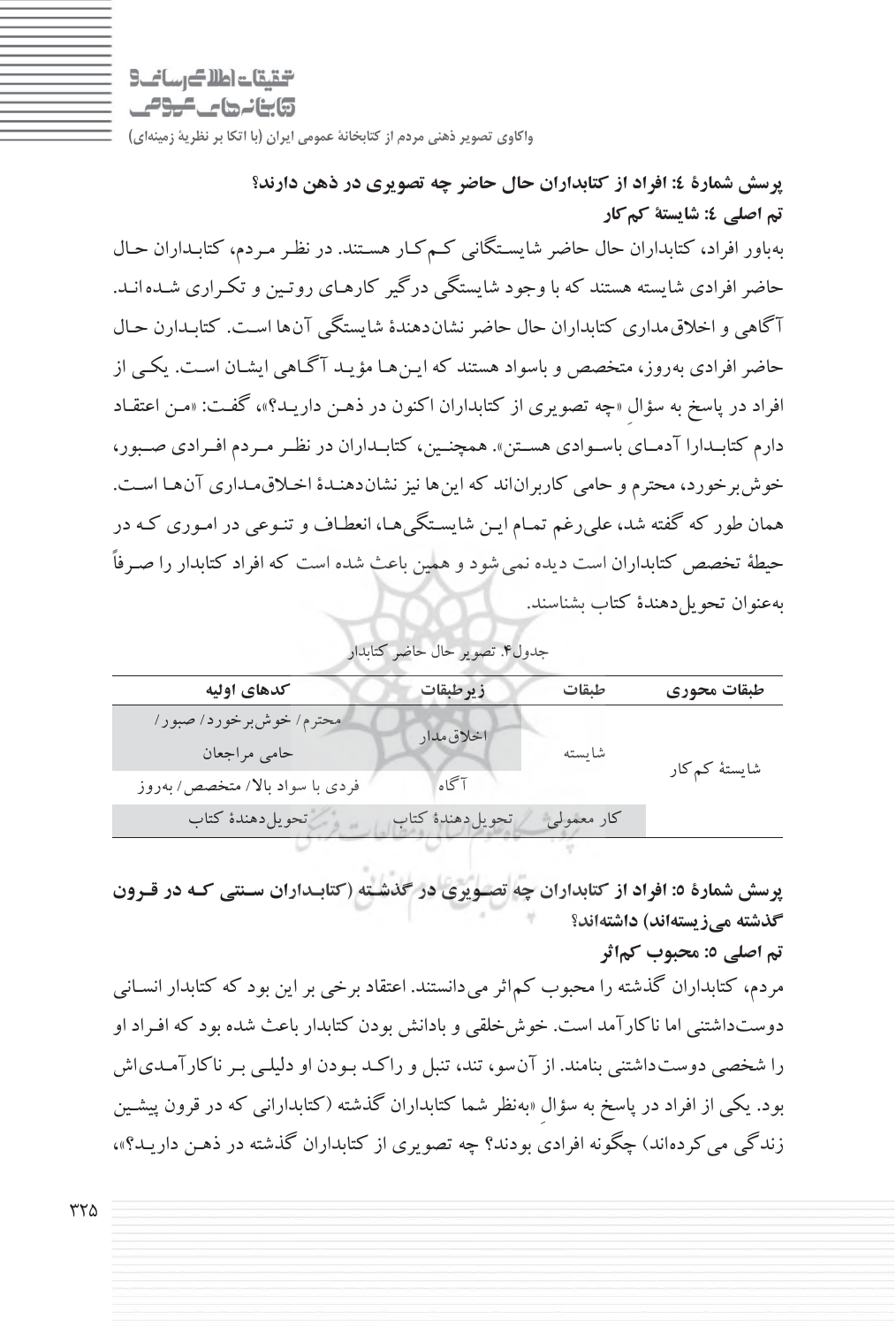**پرسش شمارۀ ۴: افراد از کتابداران حال حاضر چه تصویری در ذهن دارند؟**

**تم اصلی ۴: شایستۀ کم‌کار**

به‌باور افراد، کتابداران حال حاضر شایستگانی کم‌کار هستند. در نظر مردم، کتابداران حال حاضر افرادی شایسته هستند که با وجود شایستگی درگیر کارهای روتین و تکراری شده‌اند. آگاهی و اخلاق‌مداری کتابداران حال حاضر نشان‌دهندۀ شایستگی آن‌ها است. کتابدارن حال حاضر افرادی به‌روز، متخصص و باسواد هستند که این‌ها مؤید آگاهی ایشان است. یکی از افراد در پاسخ به سؤالِ «چه تصویری از کتابداران اکنون در ذهن دارید؟»، گفت: «من اعتقاد دارم کتابدارا آدمای باسوادی هستن». همچنین، کتابداران در نظر مردم افرادی صبور، خوش‌برخورد، محترم و حامی کاربران‌اند که این‌ها نیز نشان‌دهندۀ اخلاق‌مداری آن‌ها است. همان طور که گفته شد، علی‌رغم تمام این شایستگی‌ها، انعطاف و تنوعی در اموری که در حیطۀ تخصص کتابداران است دیده نمی‌شود و همین باعث شده است که افراد کتابدار را صرفاً به‌عنوان تحویل‌دهندۀ کتاب بشناسند.

جدول۴. تصویر حال حاضر کتابدار

| طبقات محوری | طبقات | زیرطبقات | کدهای اولیه |
|---|---|---|---|
| شایستۀ کم‌کار | شایسته | اخلاق‌مدار | محترم/ خوش‌برخورد/ صبور/ حامی مراجعان |
| | | آگاه | فردی با سواد بالا/ متخصص/ به‌روز |
| | کار معمولی | تحویل‌دهندۀ کتاب | تحویل‌دهندۀ کتاب |

**پرسش شمارۀ ۵: افراد از کتابداران چه تصویری در گذشته (کتابداران سنتی که در قرون گذشته می‌زیسته‌اند) داشته‌اند؟**

**تم اصلی ۵: محبوب کم‌اثر**

مردم، کتابداران گذشته را محبوب کم‌اثر می‌دانستند. اعتقاد برخی بر این بود که کتابدار انسانی دوست‌داشتنی اما ناکارآمد است. خوش‌خلقی و بادانش بودن کتابدار باعث شده بود که افراد او را شخصی دوست‌داشتنی بنامند. از آن‌سو، تند، تنبل و راکد بودن او دلیلی بر ناکارآمدی‌اش بود. یکی از افراد در پاسخ به سؤالِ «به‌نظر شما کتابداران گذشته (کتابدارانی که در قرون پیشین زندگی می‌کرده‌اند) چگونه افرادی بودند؟ چه تصویری از کتابداران گذشته در ذهن دارید؟»،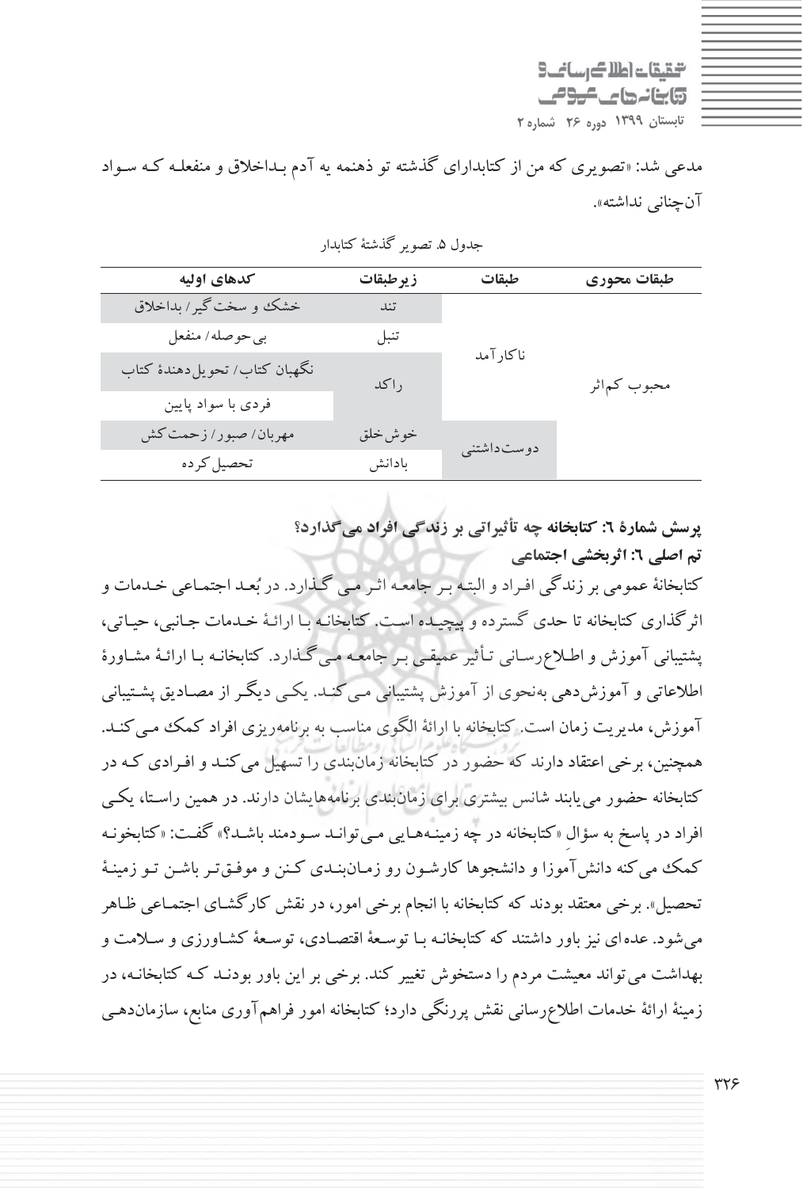مدعی شد: «تصویری که من از کتابدارای گذشته تو ذهنمه یه آدم بداخلاق و منفعله که سواد آن‌چنانی نداشته».

جدول ۵. تصویر گذشتهٔ کتابدار

| طبقات محوری | طبقات | زیرطبقات | کدهای اولیه |
|---|---|---|---|
| محبوب کم‌اثر | ناکارآمد | تند | خشک و سخت‌گیر/ بداخلاق |
| | | تنبل | بی‌حوصله/ منفعل |
| | | راکد | نگهبان کتاب/ تحویل‌دهندهٔ کتاب |
| | | | فردی با سواد پایین |
| | دوست‌داشتنی | خوش‌خلق | مهربان/ صبور/ زحمت‌کش |
| | | بادانش | تحصیل‌کرده |

**پرسش شمارهٔ ٦: کتابخانه چه تأثیراتی بر زندگی افراد می‌گذارد؟**

**تم اصلی ٦: اثربخشی اجتماعی**

کتابخانهٔ عمومی بر زندگی افراد و البته بر جامعه اثر می‌گذارد. در بُعد اجتماعی خدمات و اثرگذاری کتابخانه تا حدی گسترده و پیچیده است. کتابخانه با ارائهٔ خدمات جانبی، حیاتی، پشتیبانی آموزش و اطلاع‌رسانی تأثیر عمیقی بر جامعه می‌گذارد. کتابخانه با ارائهٔ مشاورهٔ اطلاعاتی و آموزش‌دهی به‌نحوی از آموزش پشتیبانی می‌کند. یکی دیگر از مصادیق پشتیبانی آموزش، مدیریت زمان است. کتابخانه با ارائهٔ الگوی مناسب به برنامه‌ریزی افراد کمک می‌کند. همچنین، برخی اعتقاد دارند که حضور در کتابخانه زمان‌بندی را تسهیل می‌کند و افرادی که در کتابخانه حضور می‌یابند شانس بیشتری برای زمان‌بندی برنامه‌هایشان دارند. در همین راستا، یکی افراد در پاسخ به سؤالِ «کتابخانه در چه زمینه‌هایی می‌تواند سودمند باشد؟» گفت: «کتابخونه کمک می‌کنه دانش‌آموزا و دانشجوها کارشون رو زمان‌بندی کنن و موفق‌تر باشن تو زمینهٔ تحصیل». برخی معتقد بودند که کتابخانه با انجام برخی امور، در نقش کارگشای اجتماعی ظاهر می‌شود. عده‌ای نیز باور داشتند که کتابخانه با توسعهٔ اقتصادی، توسعهٔ کشاورزی و سلامت و بهداشت می‌تواند معیشت مردم را دستخوش تغییر کند. برخی بر این باور بودند که کتابخانه، در زمینهٔ ارائهٔ خدمات اطلاع‌رسانی نقش پررنگی دارد؛ کتابخانه امور فراهم‌آوری منابع، سازمان‌دهی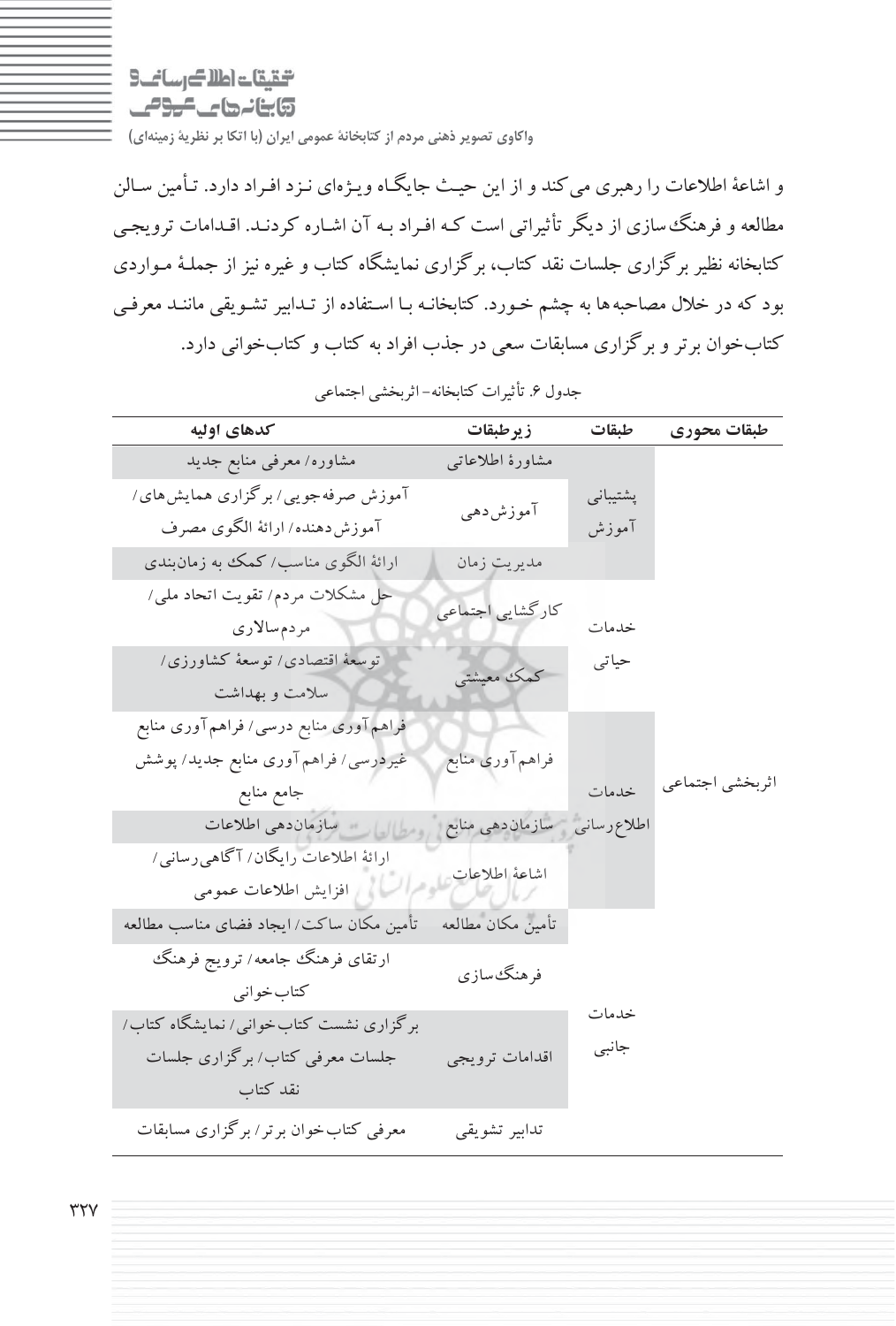و اشاعهٔ اطلاعات را رهبری می‌کند و از این حیث جایگاه ویژه‌ای نزد افراد دارد. تأمین سالن مطالعه و فرهنگ‌سازی از دیگر تأثیراتی است که افراد به آن اشاره کردند. اقدامات ترویجی کتابخانه نظیر برگزاری جلسات نقد کتاب، برگزاری نمایشگاه کتاب و غیره نیز از جملهٔ مواردی بود که در خلال مصاحبه‌ها به چشم خورد. کتابخانه با استفاده از تدابیر تشویقی مانند معرفی کتاب‌خوان برتر و برگزاری مسابقات سعی در جذب افراد به کتاب و کتاب‌خوانی دارد.

جدول ۶. تأثیرات کتابخانه- اثربخشی اجتماعی

| طبقات محوری | طبقات | زیرطبقات | کدهای اولیه |
|---|---|---|---|
| اثربخشی اجتماعی | پشتیبانی آموزش | مشاورهٔ اطلاعاتی | مشاوره/ معرفی منابع جدید |
| | | آموزش‌دهی | آموزش صرفه‌جویی/ برگزاری همایش‌های/ آموزش‌دهنده/ ارائهٔ الگوی مصرف |
| | | مدیریت زمان | ارائهٔ الگوی مناسب/ کمک به زمان‌بندی |
| | خدمات حیاتی | کارگشایی اجتماعی | حل مشکلات مردم/ تقویت اتحاد ملی/ مردم‌سالاری |
| | | کمک معیشتی | توسعهٔ اقتصادی/ توسعهٔ کشاورزی/ سلامت و بهداشت |
| | خدمات اطلاع‌رسانی | فراهم‌آوری منابع | فراهم‌آوری منابع درسی/ فراهم‌آوری منابع غیردرسی/ فراهم‌آوری منابع جدید/ پوشش جامع منابع |
| | | سازمان‌دهی منابع | سازمان‌دهی اطلاعات |
| | | اشاعهٔ اطلاعات | ارائهٔ اطلاعات رایگان/ آگاهی‌رسانی/ افزایش اطلاعات عمومی |
| | خدمات جانبی | تأمین مکان مطالعه | تأمین مکان ساکت/ ایجاد فضای مناسب مطالعه |
| | | فرهنگ‌سازی | ارتقای فرهنگ جامعه/ ترویج فرهنگ کتاب‌خوانی |
| | | اقدامات ترویجی | برگزاری نشست کتاب‌خوانی/ نمایشگاه کتاب/ جلسات معرفی کتاب/ برگزاری جلسات نقد کتاب |
| | | تدابیر تشویقی | معرفی کتاب‌خوان برتر/ برگزاری مسابقات |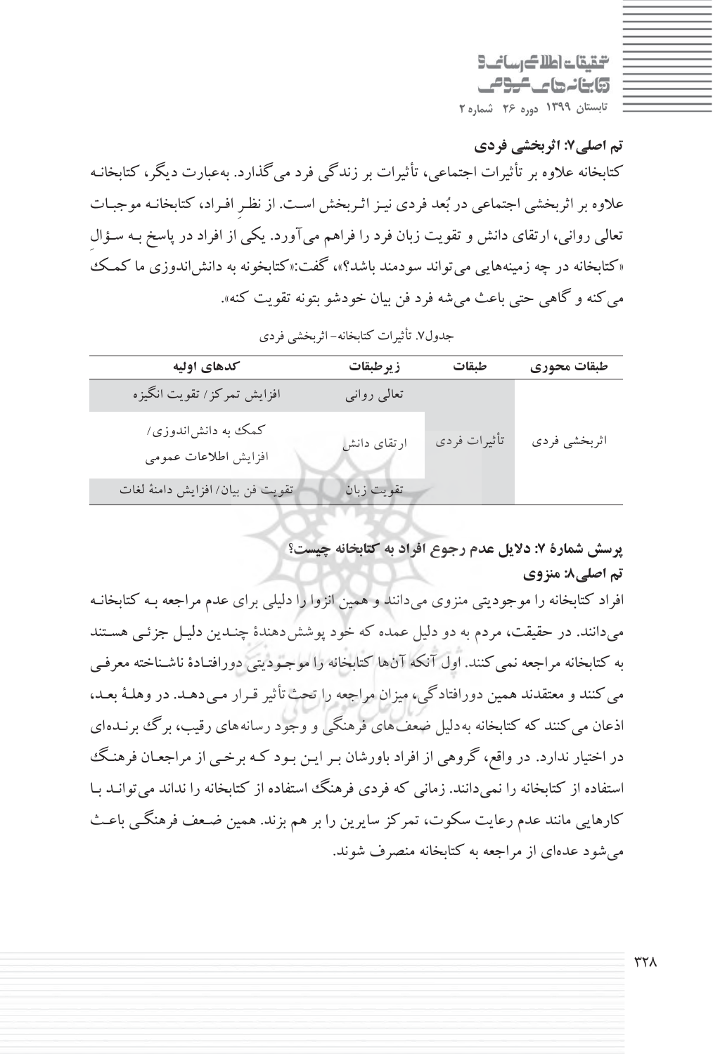**تم اصلی۷: اثربخشی فردی**

کتابخانه علاوه بر تأثیرات اجتماعی، تأثیرات بر زندگی فرد می‌گذارد. به‌عبارت دیگر، کتابخانه علاوه بر اثربخشی اجتماعی در بُعد فردی نیز اثربخش است. از نظرِ افراد، کتابخانه موجبات تعالی روانی، ارتقای دانش و تقویت زبان فرد را فراهم می‌آورد. یکی از افراد در پاسخ به سؤالِ «کتابخانه در چه زمینه‌هایی می‌تواند سودمند باشد؟»، گفت:«کتابخونه به دانش‌اندوزی ما کمک می‌کنه و گاهی حتی باعث می‌شه فرد فن بیان خودشو بتونه تقویت کنه».

جدول۷. تأثیرات کتابخانه- اثربخشی فردی

| طبقات محوری | طبقات | زیرطبقات | کدهای اولیه |
|---|---|---|---|
| اثربخشی فردی | تأثیرات فردی | تعالی روانی | افزایش تمرکز/ تقویت انگیزه |
| | | ارتقای دانش | کمک به دانش‌اندوزی/ افزایش اطلاعات عمومی |
| | | تقویت زبان | تقویت فن بیان/ افزایش دامنهٔ لغات |

**پرسش شمارهٔ ۷: دلایل عدم رجوع افراد به کتابخانه چیست؟**

**تم اصلی۸: منزوی**

افراد کتابخانه را موجودیتی منزوی می‌دانند و همین انزوا را دلیلی برای عدم مراجعه به کتابخانه می‌دانند. در حقیقت، مردم به دو دلیل عمده که خود پوشش‌دهندهٔ چندین دلیل جزئی هستند به کتابخانه مراجعه نمی‌کنند. اول آنکه آن‌ها کتابخانه را موجودیتی دورافتادهٔ ناشناخته معرفی می‌کنند و معتقدند همین دورافتادگی، میزان مراجعه را تحت‌تأثیر قرار می‌دهد. در وهلهٔ بعد، اذعان می‌کنند که کتابخانه به‌دلیل ضعف‌های فرهنگی و وجود رسانه‌های رقیب، برگ برنده‌ای در اختیار ندارد. در واقع، گروهی از افراد باورشان بر این بود که برخی از مراجعان فرهنگ استفاده از کتابخانه را نمی‌دانند. زمانی که فردی فرهنگ استفاده از کتابخانه را ندارد می‌تواند با کارهایی مانند عدم رعایت سکوت، تمرکز سایرین را بر هم بزنند. همین ضعف فرهنگی باعث می‌شود عده‌ای از مراجعه به کتابخانه منصرف شوند.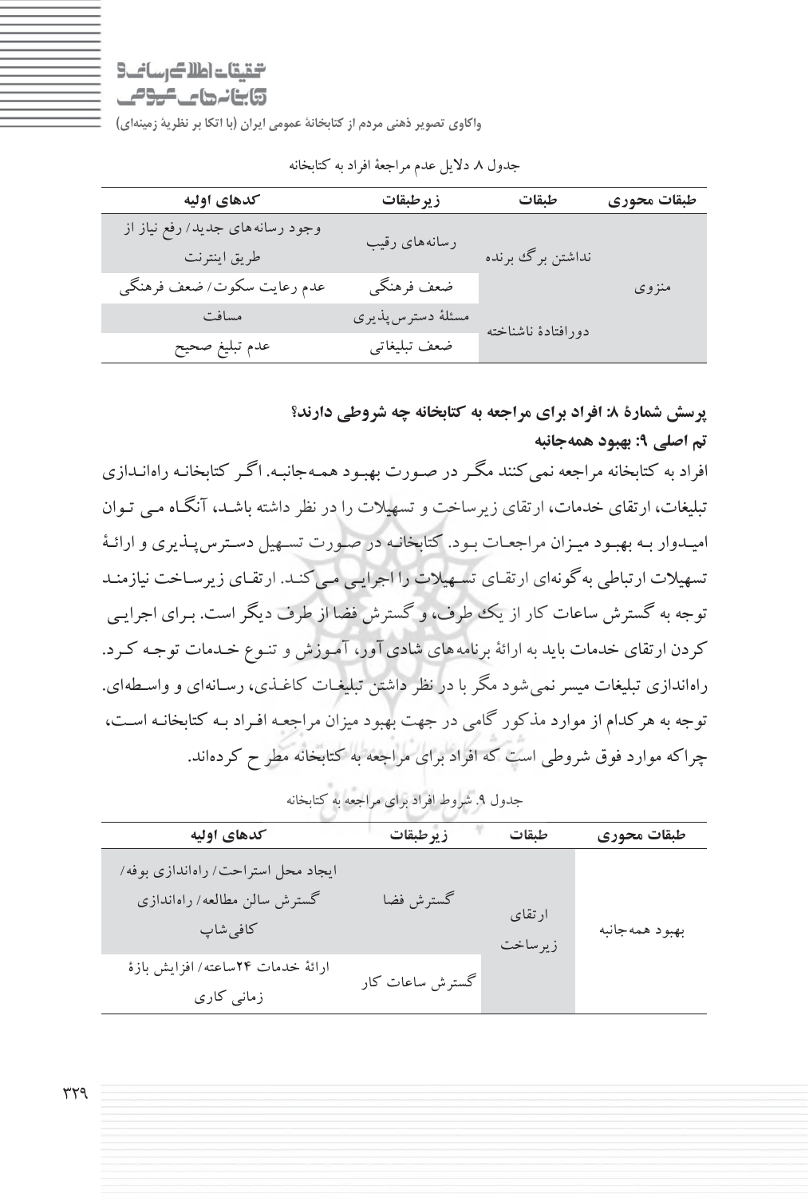جدول ۸ دلایل عدم مراجعهٔ افراد به کتابخانه

| طبقات محوری | طبقات | زیرطبقات | کدهای اولیه |
| --- | --- | --- | --- |
| منزوی | نداشتن برگ برنده | رسانه‌های رقیب | وجود رسانه‌های جدید/ رفع نیاز از طریق اینترنت |
| | | ضعف فرهنگی | عدم رعایت سکوت/ ضعف فرهنگی |
| | دورافتادهٔ ناشناخته | مسئلهٔ دسترس‌پذیری | مسافت |
| | | ضعف تبلیغاتی | عدم تبلیغ صحیح |

**پرسش شمارهٔ ۸: افراد برای مراجعه به کتابخانه چه شروطی دارند؟**

**تم اصلی ۹: بهبود همه‌جانبه**

افراد به کتابخانه مراجعه نمی‌کنند مگر در صورت بهبود همه‌جانبه. اگر کتابخانه راه‌اندازی تبلیغات، ارتقای خدمات، ارتقای زیرساخت و تسهیلات را در نظر داشته باشد، آنگاه می توان امیدوار به بهبود میزان مراجعات بود. کتابخانه در صورت تسهیل دسترس‌پذیری و ارائهٔ تسهیلات ارتباطی به‌گونه‌ای ارتقای تسهیلات را اجرایی می‌کند. ارتقای زیرساخت نیازمند توجه به گسترش ساعات کار از یک طرف، و گسترش فضا از طرف دیگر است. برای اجرایی کردن ارتقای خدمات باید به ارائهٔ برنامه‌های شادی‌آور، آموزش و تنوع خدمات توجه کرد. راه‌اندازی تبلیغات میسر نمی‌شود مگر با در نظر داشتن تبلیغات کاغذی، رسانه‌ای و واسطه‌ای. توجه به هرکدام از موارد مذکور گامی در جهت بهبود میزان مراجعه افراد به کتابخانه است، چراکه موارد فوق شروطی است که افراد برای مراجعه به کتابخانه مطرح کرده‌اند.

جدول ۹. شروط افراد برای مراجعه به کتابخانه

| طبقات محوری | طبقات | زیرطبقات | کدهای اولیه |
| --- | --- | --- | --- |
| بهبود همه‌جانبه | ارتقای زیرساخت | گسترش فضا | ایجاد محل استراحت/ راه‌اندازی بوفه/ گسترش سالن مطالعه/ راه‌اندازی کافی‌شاپ |
| | | گسترش ساعات کار | ارائهٔ خدمات ۲۴ساعته/ افزایش بازهٔ زمانی کاری |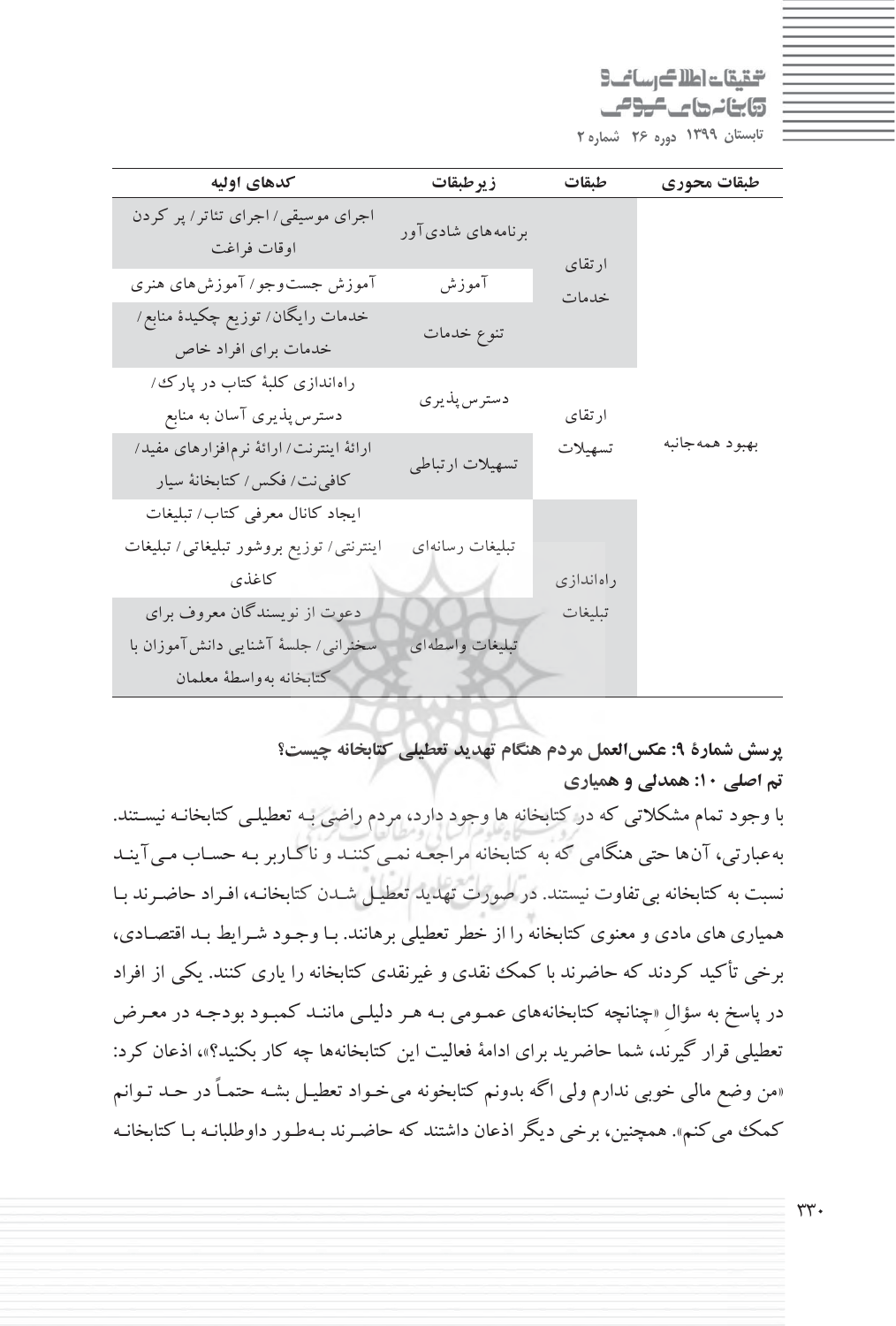| طبقات محوری | طبقات | زیرطبقات | کدهای اولیه |
|---|---|---|---|
| بهبود همه‌جانبه | ارتقای خدمات | برنامه‌های شادی‌آور | اجرای موسیقی/ اجرای تئاتر/ پر کردن اوقات فراغت |
| | | آموزش | آموزش جست‌وجو/ آموزش‌های هنری |
| | | تنوع خدمات | خدمات رایگان/ توزیع چکیدهٔ منابع/ خدمات برای افراد خاص |
| | ارتقای تسهیلات | دسترس‌پذیری | راه‌اندازی کلبهٔ کتاب در پارک/ دسترس‌پذیری آسان به منابع |
| | | تسهیلات ارتباطی | ارائهٔ اینترنت/ ارائهٔ نرم‌افزارهای مفید/ کافی‌نت/ فکس/ کتابخانهٔ سیار |
| | راه‌اندازی تبلیغات | تبلیغات رسانه‌ای | ایجاد کانال معرفی کتاب/ تبلیغات اینترنتی/ توزیع بروشور تبلیغاتی/ تبلیغات کاغذی |
| | | تبلیغات واسطه‌ای | دعوت از نویسندگان معروف برای سخنرانی/ جلسهٔ آشنایی دانش‌آموزان با کتابخانه به‌واسطهٔ معلمان |

**پرسش شمارهٔ ۹: عکس‌العمل مردم هنگام تهدید تعطیلی کتابخانه چیست؟**

**تم اصلی ۱۰: همدلی و همیاری**

با وجود تمام مشکلاتی که در کتابخانه ها وجود دارد، مردم راضی به تعطیلی کتابخانه نیستند. به‌عبارتی، آن‌ها حتی هنگامی که به کتابخانه مراجعه نمی‌کنند و ناکاربر به حساب می‌آیند نسبت به کتابخانه بی‌تفاوت نیستند. در صورت تهدید تعطیل شدن کتابخانه، افراد حاضرند با همیاری های مادی و معنوی کتابخانه را از خطر تعطیلی برهانند. با وجود شرایط بد اقتصادی، برخی تأکید کردند که حاضرند با کمک نقدی و غیرنقدی کتابخانه را یاری کنند. یکی از افراد در پاسخ به سؤالِ «چنانچه کتابخانه‌های عمومی به هر دلیلی مانند کمبود بودجه در معرض تعطیلی قرار گیرند، شما حاضرید برای ادامهٔ فعالیت این کتابخانه‌ها چه کار بکنید؟»، اذعان کرد: «من وضع مالی خوبی ندارم ولی اگه بدونم کتابخونه می‌خواد تعطیل بشه حتماً در حد توانم کمک می‌کنم». همچنین، برخی دیگر اذعان داشتند که حاضرند به‌طور داوطلبانه با کتابخانه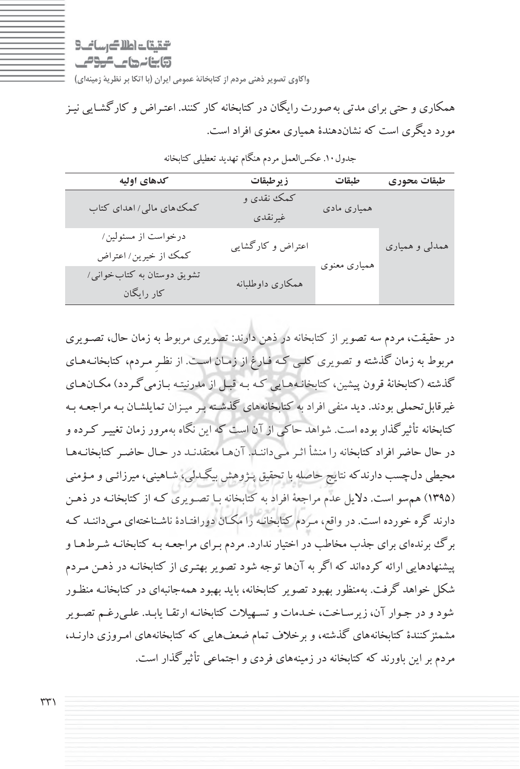همکاری و حتی برای مدتی به‌صورت رایگان در کتابخانه کار کنند. اعتـراض و کارگشـایی نیـز مورد دیگری است که نشان‌دهندهٔ همیاری معنوی افراد است.

جدول ۱۰. عکس‌العمل مردم هنگام تهدید تعطیلی کتابخانه

| طبقات محوری | طبقات | زیرطبقات | کدهای اولیه |
|---|---|---|---|
| همدلی و همیاری | همیاری مادی | کمک نقدی و غیرنقدی | کمک‌های مالی/ اهدای کتاب |
| | همیاری معنوی | اعتراض و کارگشایی | درخواست از مسئولین/ کمک از خیرین/ اعتراض |
| | | همکاری داوطلبانه | تشویق دوستان به کتاب‌خوانی/ کار رایگان |

در حقیقت، مردم سه تصویر از کتابخانه در ذهن دارند: تصویری مربوط به زمان حال، تصـویری مربوط به زمان گذشته و تصویری کلـی کـه فـارغ از زمـان اسـت. از نظرِ مـردم، کتابخانـه‌هـای گذشته (کتابخانهٔ قرون پیشین، کتابخانـه‌هـایی کـه بـه قبـل از مدرنیتـه بـازمی‌گـردد) مکـان‌هـای غیرقابل‌تحملی بودند. دید منفی افراد به کتابخانه‌های گذشـته بـر میـزان تمایلشـان بـه مراجعـه بـه کتابخانه تأثیرگذار بوده است. شواهد حاکی از آن است که این نگاه به‌مرور زمان تغییـر کـرده و در حال حاضر افراد کتابخانه را منشأ اثر مـی‌داننـد. آن‌هـا معتقدنـد در حـال حاضـر کتابخانـه‌هـا محیطی دل‌چسب دارندکه نتایج حاصله با تحقیق پـژوهش بیگـدلی، شـاهینی، میرزائـی و مـؤمنی (۱۳۹۵) هم‌سو است. دلایل عدم مراجعهٔ افراد به کتابخانه بـا تصـویری کـه از کتابخانـه در ذهـن دارند گره خورده است. در واقع، مـردم کتابخانـه را مکـان دورافتـادهٔ ناشـناخته‌ای مـی‌داننـد کـه برگ برنده‌ای برای جذب مخاطب در اختیار ندارد. مردم بـرای مراجعـه بـه کتابخانـه شـرط‌هـا و پیشنهادهایی ارائه کرده‌اند که اگر به آن‌ها توجه شود تصویر بهتـری از کتابخانـه در ذهـن مـردم شکل خواهد گرفت. به‌منظور بهبود تصویر کتابخانه، باید بهبود همه‌جانبه‌ای در کتابخانـه منظـور شود و در جـوار آن، زیرسـاخت، خـدمات و تسـهیلات کتابخانـه ارتقـا یابـد. علـی‌رغـم تصـویر مشمئزکنندهٔ کتابخانه‌های گذشته، و برخلاف تمام ضعف‌هایی که کتابخانه‌های امـروزی دارنـد، مردم بر این باورند که کتابخانه در زمینه‌های فردی و اجتماعی تأثیرگذار است.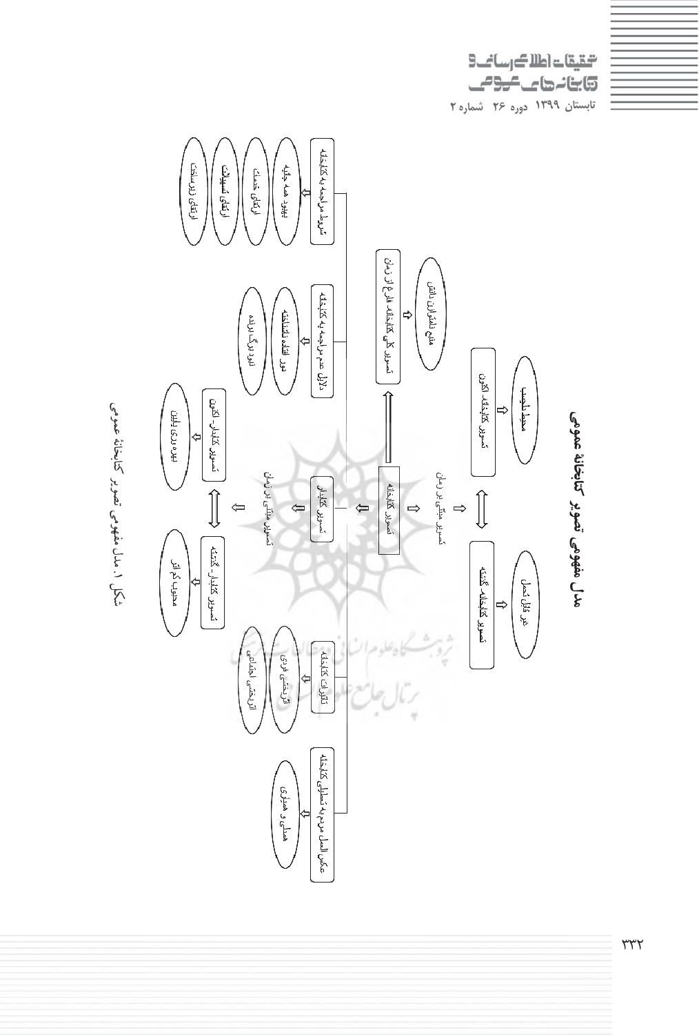## مدل مفهومی تصویر کتابخانهٔ عمومی

- تصویر کتابخانه
  - تصویر مبتنی بر زمان
    - تصویر کتابخانه گذشته ⟸ غیر قابل تحمل
    - تصویر کتابخانه اکنون ⟸ محیط مناسب
  - تصویر کلی کتابخانه فارغ از زمان ⟸ منبع نامحدود دانش
  - تصویر کتابدار
    - تصویر مبتنی بر زمان
      - تصویر کتابدار گذشته ⟸ محجوب کم اثر
      - تصویر کتابدار اکنون ⟸ بهره وری پایین
  - شروط مراجعه به کتابخانه
    - بهبود همه جانبه
    - ارتقای خدمات
    - ارتقای تسهیلات
    - ارتقای زیرساخت
  - دلایل عدم مراجعه به کتابخانه
    - نبود فضای شناخته
    - نبود برگ برنده
  - تاثیرات کتابخانه
    - اثربخشی فردی
    - اثربخشی اجتماعی
  - عکس العمل مردم به تعطیلی کتابخانه
    - همدلی و همدردی

شکل ۱. مدل مفهومی تصویر کتابخانهٔ عمومی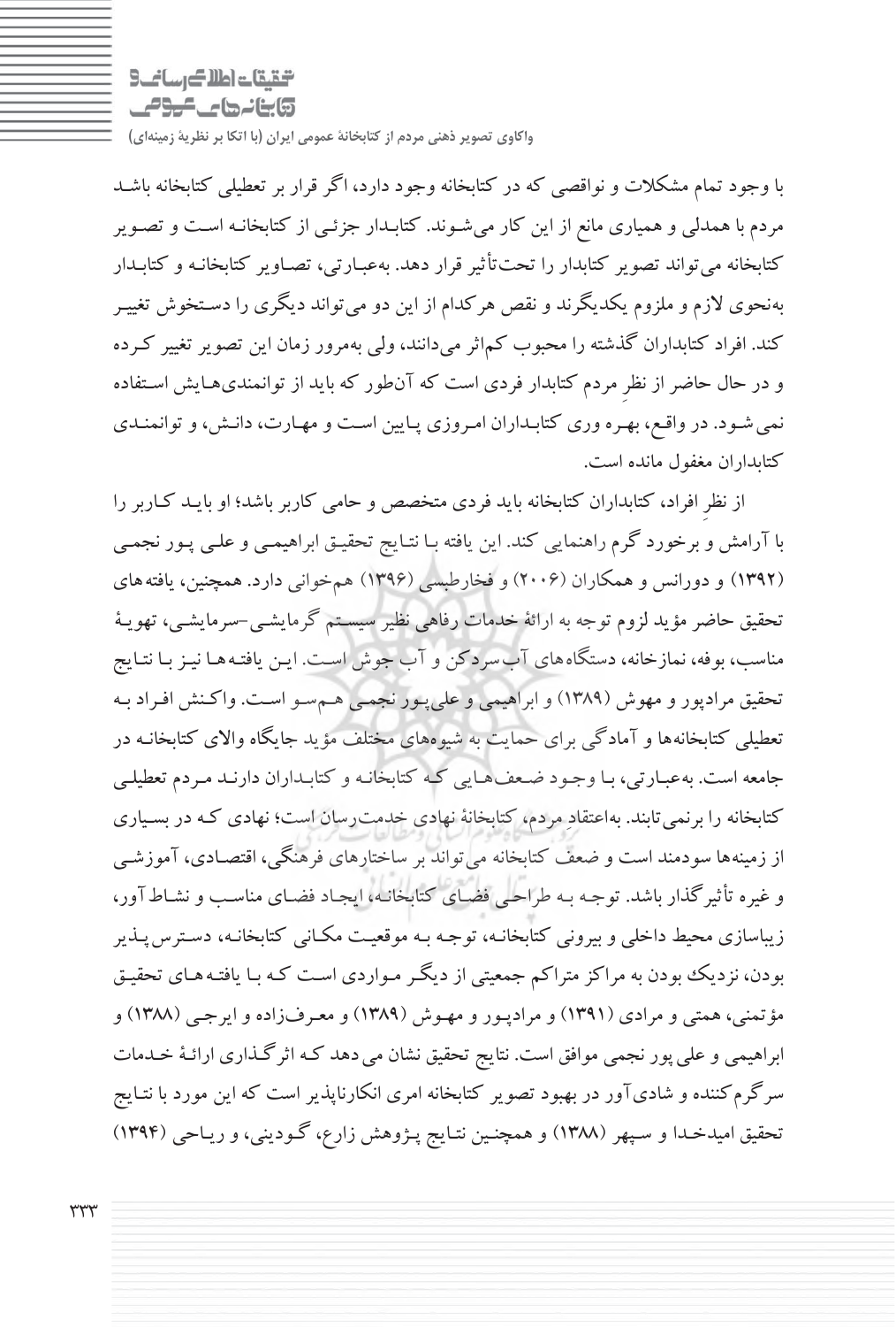با وجود تمام مشکلات و نواقصی که در کتابخانه وجود دارد، اگر قرار بر تعطیلی کتابخانه باشد مردم با همدلی و همیاری مانع از این کار می‌شوند. کتابدار جزئی از کتابخانه است و تصویر کتابخانه می‌تواند تصویر کتابدار را تحت‌تأثیر قرار دهد. به‌عبارتی، تصاویر کتابخانه و کتابدار به‌نحوی لازم و ملزوم یکدیگرند و نقص هرکدام از این دو می‌تواند دیگری را دستخوش تغییر کند. افراد کتابداران گذشته را محبوب کم‌اثر می‌دانند، ولی به‌مرور زمان این تصویر تغییر کرده و در حال حاضر از نظرِ مردم کتابدار فردی است که آن‌طور که باید از توانمندی‌هایش استفاده نمی‌شود. در واقع، بهره وری کتابداران امروزی پایین است و مهارت، دانش، و توانمندی کتابداران مغفول مانده است.

از نظرِ افراد، کتابداران کتابخانه باید فردی متخصص و حامی کاربر باشد؛ او باید کاربر را با آرامش و برخورد گرم راهنمایی کند. این یافته با نتایج تحقیق ابراهیمی و علی پور نجمی (۱۳۹۲) و دورانس و همکاران (۲۰۰۶) و فخارطبسی (۱۳۹۶) هم‌خوانی دارد. همچنین، یافته‌های تحقیق حاضر مؤید لزوم توجه به ارائهٔ خدمات رفاهی نظیر سیستم گرمایشی-سرمایشی، تهویهٔ مناسب، بوفه، نمازخانه، دستگاه‌های آب‌سردکن و آب جوش است. این یافته‌ها نیز با نتایج تحقیق مرادپور و مهوش (۱۳۸۹) و ابراهیمی و علی‌پور نجمی هم‌سو است. واکنش افراد به تعطیلی کتابخانه‌ها و آمادگی برای حمایت به شیوه‌های مختلف مؤید جایگاه والای کتابخانه در جامعه است. به‌عبارتی، با وجود ضعف‌هایی که کتابخانه و کتابداران دارند مردم تعطیلی کتابخانه را برنمی‌تابند. به‌اعتقاد مردم، کتابخانهٔ نهادی خدمت‌رسان است؛ نهادی که در بسیاری از زمینه‌ها سودمند است و ضعف کتابخانه می‌تواند بر ساختارهای فرهنگی، اقتصادی، آموزشی و غیره تأثیرگذار باشد. توجه به طراحی فضای کتابخانه، ایجاد فضای مناسب و نشاط‌آور، زیباسازی محیط داخلی و بیرونی کتابخانه، توجه به موقعیت مکانی کتابخانه، دسترس‌پذیر بودن، نزدیک بودن به مراکز متراکم جمعیتی از دیگر مواردی است که با یافته‌های تحقیق مؤتمنی، همتی و مرادی (۱۳۹۱) و مرادپور و مهوش (۱۳۸۹) و معرف‌زاده و ایرجی (۱۳۸۸) و ابراهیمی و علی پور نجمی موافق است. نتایج تحقیق نشان می‌دهد که اثرگذاری ارائهٔ خدمات سرگرم‌کننده و شادی‌آور در بهبود تصویر کتابخانه امری انکارناپذیر است که این مورد با نتایج تحقیق امیدخدا و سپهر (۱۳۸۸) و همچنین نتایج پژوهش زارع، گودینی، و ریاحی (۱۳۹۴)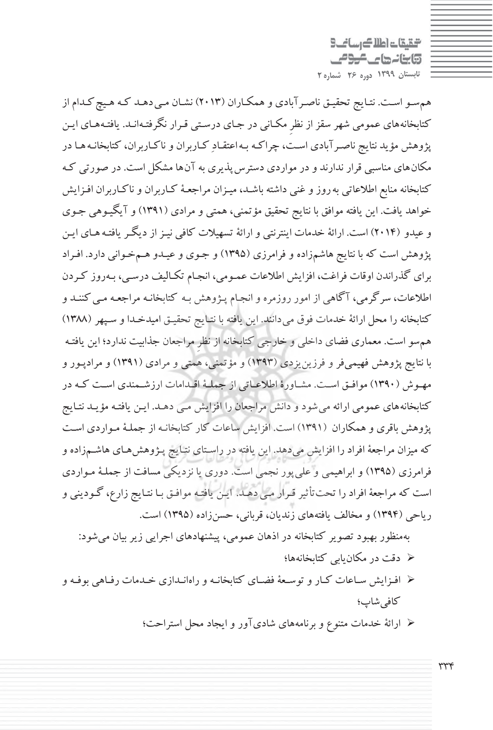هم‌سو است. نتایج تحقیق ناصرآبادی و همکاران (۲۰۱۳) نشان می‌دهد که هیچ کدام از کتابخانه‌های عمومی شهر سقز از نظرِ مکانی در جای درستی قرار نگرفته‌اند. یافته‌های این پژوهش مؤید نتایج ناصرآبادی است، چراکه به‌اعتقادِ کاربران و ناکاربران، کتابخانه‌ها در مکان‌های مناسبی قرار ندارند و در مواردی دسترس‌پذیری به آن‌ها مشکل است. در صورتی که کتابخانه منابع اطلاعاتی به‌روز و غنی داشته باشد، میزان مراجعهٔ کاربران و ناکاربران افزایش خواهد یافت. این یافته موافق با نتایج تحقیق مؤتمنی، همتی و مرادی (۱۳۹۱) و آیگیوهی جوی و عیدو (۲۰۱۴) است. ارائهٔ خدمات اینترنتی و ارائهٔ تسهیلات کافی نیز از دیگر یافته‌های این پژوهش است که با نتایج هاشم‌زاده و فرامرزی (۱۳۹۵) و جوی و عیدو هم‌خوانی دارد. افراد برای گذراندن اوقات فراغت، افزایش اطلاعات عمومی، انجام تکالیف درسی، به‌روز کردن اطلاعات، سرگرمی، آگاهی از امور روزمره و انجام پژوهش به کتابخانه مراجعه می‌کنند و کتابخانه را محل ارائهٔ خدمات فوق می‌دانند. این یافته با نتایج تحقیق امیدخدا و سپهر (۱۳۸۸) هم‌سو است. معماری فضای داخلی و خارجی کتابخانه از نظرِ مراجعان جذابیت ندارد؛ این یافته با نتایج پژوهش فهیمی‌فر و فرزین‌یزدی (۱۳۹۳) و مؤتمنی، همتی و مرادی (۱۳۹۱) و مرادپور و مهوش (۱۳۹۰) موافق است. مشاورهٔ اطلاعاتی از جملهٔ اقدامات ارزشمندی است که در کتابخانه‌های عمومی ارائه می‌شود و دانش مراجعان را افزایش می‌دهد. این یافته مؤید نتایج پژوهش باقری و همکاران (۱۳۹۱) است. افزایش ساعات کار کتابخانه از جملهٔ مواردی است که میزان مراجعهٔ افراد را افزایش می‌دهد. این یافته در راستای نتایج پژوهش‌های هاشم‌زاده و فرامرزی (۱۳۹۵) و ابراهیمی و علی‌پور نجمی است. دوری یا نزدیکی مسافت از جملهٔ مواردی است که مراجعهٔ افراد را تحت‌تأثیر قرار می‌دهد. این یافته موافق با نتایج زارع، گودینی و ریاحی (۱۳۹۴) و مخالف یافته‌های زندیان، قربانی، حسن‌زاده (۱۳۹۵) است.

به‌منظور بهبود تصویر کتابخانه در اذهان عمومی، پیشنهادهای اجرایی زیر بیان می‌شود:

- دقت در مکان‌یابی کتابخانه‌ها؛
- افزایش ساعات کار و توسعهٔ فضای کتابخانه و راه‌اندازی خدمات رفاهی بوفه و کافی‌شاپ؛
- ارائهٔ خدمات متنوع و برنامه‌های شادی‌آور و ایجاد محل استراحت؛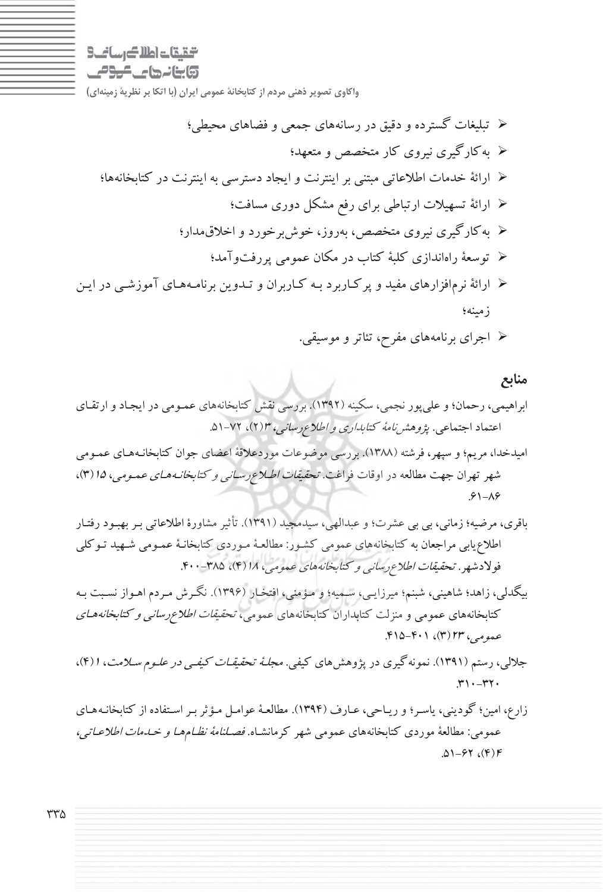- تبلیغات گسترده و دقیق در رسانه‌های جمعی و فضاهای محیطی؛
- به‌کارگیری نیروی کار متخصص و متعهد؛
- ارائهٔ خدمات اطلاعاتی مبتنی بر اینترنت و ایجاد دسترسی به اینترنت در کتابخانه‌ها؛
- ارائهٔ تسهیلات ارتباطی برای رفع مشکل دوری مسافت؛
- به‌کارگیری نیروی متخصص، به‌روز، خوش‌برخورد و اخلاق‌مدار؛
- توسعهٔ راه‌اندازی کلبهٔ کتاب در مکان عمومی پررفت‌وآمد؛
- ارائهٔ نرم‌افزارهای مفید و پرکاربرد به کاربران و تدوین برنامه‌های آموزشی در این زمینه؛
- اجرای برنامه‌های مفرح، تئاتر و موسیقی.

## منابع

ابراهیمی، رحمان؛ و علی‌پور نجمی، سکینه (۱۳۹۲). بررسی نقش کتابخانه‌های عمومی در ایجاد و ارتقای اعتماد اجتماعی. *پژوهش‌نامهٔ کتابداری و اطلاع‌رسانی*، ۳(۲)، ۷۲-۵۱.

امیدخدا، مریم؛ و سپهر، فرشته (۱۳۸۸). بررسی موضوعات موردعلاقهٔ اعضای جوان کتابخانه‌های عمومی شهر تهران جهت مطالعه در اوقات فراغت. *تحقیقات اطلاع‌رسانی و کتابخانه‌های عمومی*، ۱۵(۳)، ۸۶-۶۱.

باقری، مرضیه؛ زمانی، بی بی عشرت؛ و عبدالهی، سیدمجید (۱۳۹۱). تأثیر مشاورهٔ اطلاعاتی بر بهبود رفتار اطلاع‌یابی مراجعان به کتابخانه‌های عمومی کشور: مطالعهٔ موردی کتابخانهٔ عمومی شهید توکلی فولادشهر. *تحقیقات اطلاع‌رسانی و کتابخانه‌های عمومی*، ۱۸(۴)، ۳۸۵-۴۰۰.

بیگدلی، زاهد؛ شاهینی، شبنم؛ میرزایی، سمیه؛ و مؤمنی، افتخار (۱۳۹۶). نگرش مردم اهواز نسبت به کتابخانه‌های عمومی و منزلت کتابداران کتابخانه‌های عمومی، *تحقیقات اطلاع‌رسانی و کتابخانه‌های عمومی*، ۲۳(۳)، ۴۰۱-۴۱۵.

جلالی، رستم (۱۳۹۱). نمونه‌گیری در پژوهش‌های کیفی. *مجلهٔ تحقیقات کیفی در علوم سلامت*، ۱(۴)، ۳۱۰-۳۲۰.

زارع، امین؛ گودینی، یاسر؛ و ریاحی، عارف (۱۳۹۴). مطالعهٔ عوامل مؤثر بر استفاده از کتابخانه‌های عمومی: مطالعهٔ موردی کتابخانه‌های عمومی شهر کرمانشاه. *فصلنامهٔ نظام‌ها و خدمات اطلاعاتی*، ۴(۴)، ۶۲-۵۱.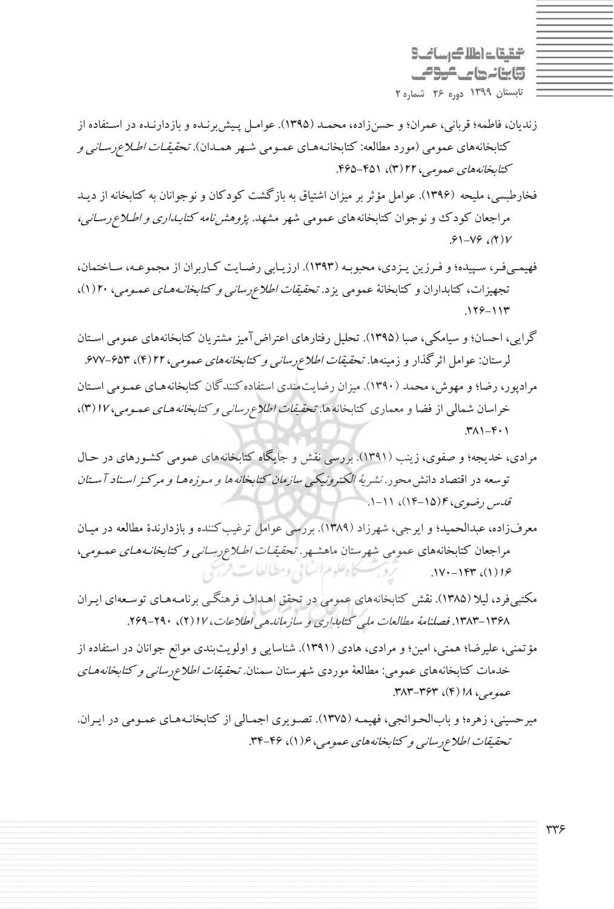زندیان، فاطمه؛ قربانی، عمران؛ و حسن‌زاده، محمد (۱۳۹۵). عوامل پیش‌برنده و بازدارنده در استفاده از کتابخانه‌های عمومی (مورد مطالعه: کتابخانه‌های عمومی شهر همدان). *تحقیقات اطلاع‌رسانی و کتابخانه‌های عمومی*، ۲۲ (۳)، ۴۵۱-۴۶۵.

فخارطبسی، ملیحه (۱۳۹۶). عوامل مؤثر بر میزان اشتیاق به بازگشت کودکان و نوجوانان به کتابخانه از دید مراجعان کودک و نوجوان کتابخانه‌های عمومی شهر مشهد. *پژوهش‌نامه کتابداری و اطلاع‌رسانی*، ۷(۲)، ۷۶-۶۱.

فهیمی‌فر، سپیده؛ و فرزین یزدی، محبوبه (۱۳۹۳). ارزیابی رضایت کاربران از مجموعه، ساختمان، تجهیزات، کتابداران و کتابخانهٔ عمومی یزد. *تحقیقات اطلاع‌رسانی و کتابخانه‌های عمومی*، ۲۰ (۱)، ۱۱۳-۱۲۶.

گرایی، احسان؛ و سیامکی، صبا (۱۳۹۵). تحلیل رفتارهای اعتراض‌آمیز مشتریان کتابخانه‌های عمومی استان لرستان: عوامل اثرگذار و زمینه‌ها. *تحقیقات اطلاع‌رسانی و کتابخانه‌های عمومی*، ۲۲ (۴)، ۶۵۳-۶۷۷.

مرادپور، رضا؛ و مهوش، محمد (۱۳۹۰). میزان رضایت‌مندی استفاده کنندگان کتابخانه‌های عمومی استان خراسان شمالی از فضا و معماری کتابخانه‌ها. *تحقیقات اطلاع‌رسانی و کتابخانه‌های عمومی*، ۱۷ (۳)، ۳۸۱-۴۰۱.

مرادی، خدیجه؛ و صفوی، زینب (۱۳۹۱). بررسی نقش و جایگاه کتابخانه‌های عمومی کشورهای در حال توسعه در اقتصاد دانش‌محور. *نشریهٔ الکترونیکی سازمان کتابخانه‌ها و موزه‌ها و مرکز اسناد آستان قدس رضوی*، ۴ (۱۵-۱۴)، ۱۱-۱.

معرف‌زاده، عبدالحمید؛ و ایرجی، شهرزاد (۱۳۸۹). بررسی عوامل ترغیب‌کننده و بازدارندهٔ مطالعه در میان مراجعان کتابخانه‌های عمومی شهرستان ماهشهر. *تحقیقات اطلاع‌رسانی و کتابخانه‌های عمومی*، ۱۶ (۱)، ۱۴۳-۱۷۰.

مکتبی‌فرد، لیلا (۱۳۸۵). نقش کتابخانه‌های عمومی در تحقق اهداف فرهنگی برنامه‌های توسعه‌ای ایران ۱۳۶۸-۱۳۸۳. *فصلنامهٔ مطالعات ملی کتابداری و سازماندهی اطلاعات*، ۱۷ (۲)، ۲۹۰-۲۶۹.

مؤتمنی، علیرضا؛ همتی، امین؛ و مرادی، هادی (۱۳۹۱). شناسایی و اولویت‌بندی موانع جوانان در استفاده از خدمات کتابخانه‌های عمومی: مطالعهٔ موردی شهرستان سمنان. *تحقیقات اطلاع‌رسانی و کتابخانه‌های عمومی*، ۱۸ (۴)، ۳۶۳-۳۸۳.

میرحسینی، زهره؛ و باب‌الحوائجی، فهیمه (۱۳۷۵). تصویری اجمالی از کتابخانه‌های عمومی در ایران. *تحقیقات اطلاع‌رسانی و کتابخانه‌های عمومی*، ۶ (۱)، ۴۶-۳۴.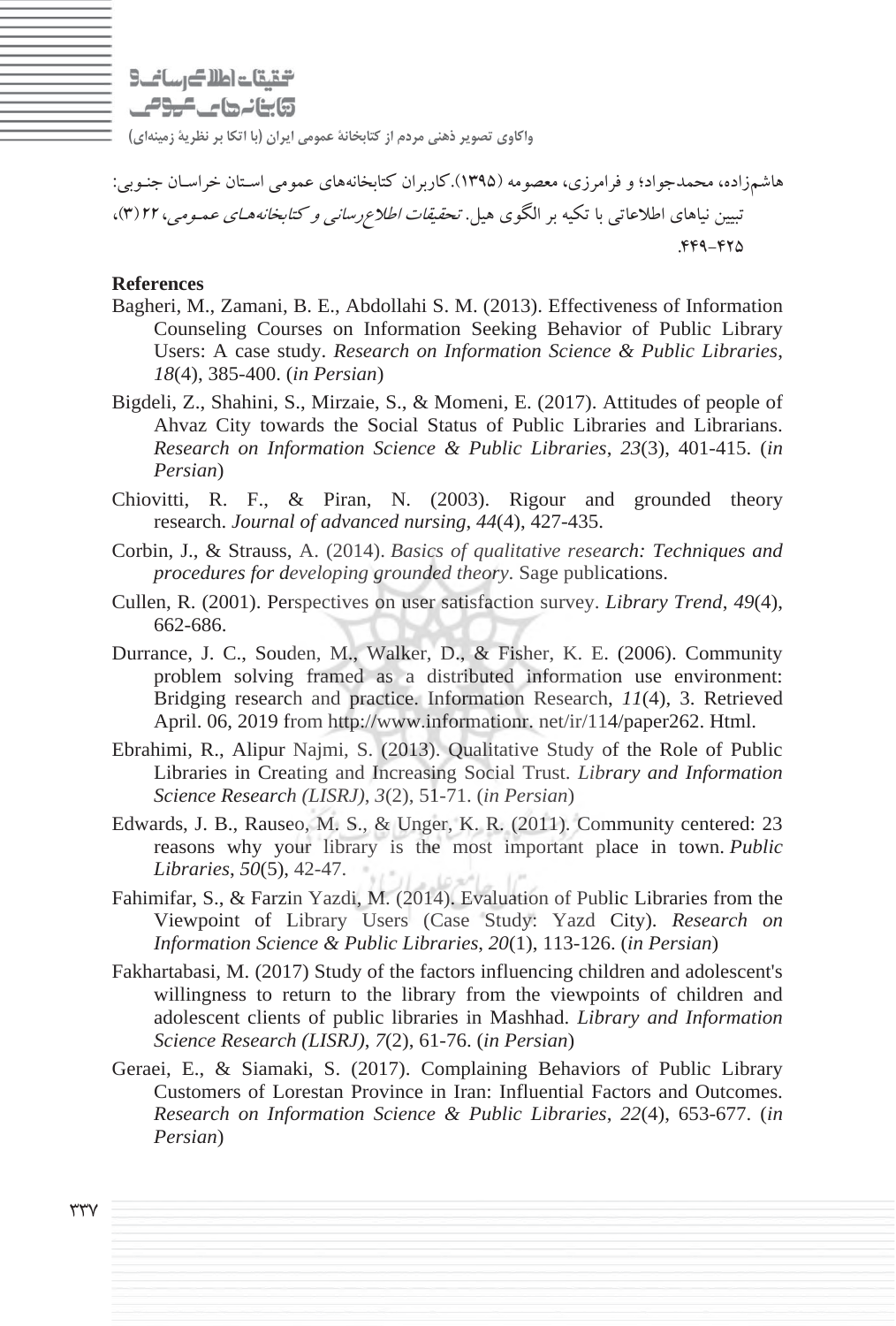هاشم‌زاده، محمدجواد؛ و فرامرزی، معصومه (۱۳۹۵). کاربران کتابخانه‌های عمومی استان خراسان جنوبی: تبیین نیاهای اطلاعاتی با تکیه بر الگوی هیل. *تحقیقات اطلاع‌رسانی و کتابخانه‌های عمومی*، ۲۲ (۳)، ۴۴۹-۴۲۵.

**References**

Bagheri, M., Zamani, B. E., Abdollahi S. M. (2013). Effectiveness of Information Counseling Courses on Information Seeking Behavior of Public Library Users: A case study. *Research on Information Science & Public Libraries*, *18*(4), 385-400. (*in Persian*)

Bigdeli, Z., Shahini, S., Mirzaie, S., & Momeni, E. (2017). Attitudes of people of Ahvaz City towards the Social Status of Public Libraries and Librarians. *Research on Information Science & Public Libraries*, *23*(3), 401-415. (*in Persian*)

Chiovitti, R. F., & Piran, N. (2003). Rigour and grounded theory research. *Journal of advanced nursing*, *44*(4), 427-435.

Corbin, J., & Strauss, A. (2014). *Basics of qualitative research: Techniques and procedures for developing grounded theory*. Sage publications.

Cullen, R. (2001). Perspectives on user satisfaction survey. *Library Trend*, *49*(4), 662-686.

Durrance, J. C., Souden, M., Walker, D., & Fisher, K. E. (2006). Community problem solving framed as a distributed information use environment: Bridging research and practice. Information Research, *11*(4), 3. Retrieved April. 06, 2019 from http://www.informationr. net/ir/114/paper262. Html.

Ebrahimi, R., Alipur Najmi, S. (2013). Qualitative Study of the Role of Public Libraries in Creating and Increasing Social Trust. *Library and Information Science Research (LISRJ)*, *3*(2), 51-71. (*in Persian*)

Edwards, J. B., Rauseo, M. S., & Unger, K. R. (2011). Community centered: 23 reasons why your library is the most important place in town. *Public Libraries*, *50*(5), 42-47.

Fahimifar, S., & Farzin Yazdi, M. (2014). Evaluation of Public Libraries from the Viewpoint of Library Users (Case Study: Yazd City). *Research on Information Science & Public Libraries*, *20*(1), 113-126. (*in Persian*)

Fakhartabasi, M. (2017) Study of the factors influencing children and adolescent's willingness to return to the library from the viewpoints of children and adolescent clients of public libraries in Mashhad. *Library and Information Science Research (LISRJ)*, *7*(2), 61-76. (*in Persian*)

Geraei, E., & Siamaki, S. (2017). Complaining Behaviors of Public Library Customers of Lorestan Province in Iran: Influential Factors and Outcomes. *Research on Information Science & Public Libraries*, *22*(4), 653-677. (*in Persian*)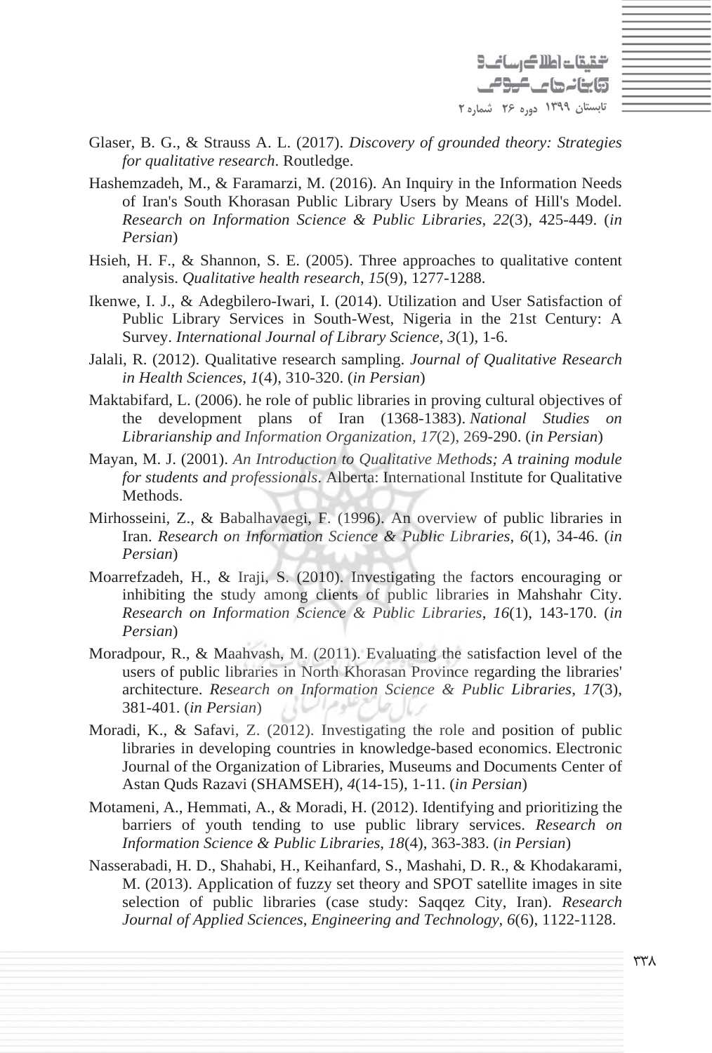Glaser, B. G., & Strauss A. L. (2017). *Discovery of grounded theory: Strategies for qualitative research*. Routledge.

Hashemzadeh, M., & Faramarzi, M. (2016). An Inquiry in the Information Needs of Iran's South Khorasan Public Library Users by Means of Hill's Model. *Research on Information Science & Public Libraries*, *22*(3), 425-449. (*in Persian*)

Hsieh, H. F., & Shannon, S. E. (2005). Three approaches to qualitative content analysis. *Qualitative health research*, *15*(9), 1277-1288.

Ikenwe, I. J., & Adegbilero-Iwari, I. (2014). Utilization and User Satisfaction of Public Library Services in South-West, Nigeria in the 21st Century: A Survey. *International Journal of Library Science*, *3*(1), 1-6.

Jalali, R. (2012). Qualitative research sampling. *Journal of Qualitative Research in Health Sciences*, *1*(4), 310-320. (*in Persian*)

Maktabifard, L. (2006). he role of public libraries in proving cultural objectives of the development plans of Iran (1368-1383). *National Studies on Librarianship and Information Organization*, *17*(2), 269-290. (*in Persian*)

Mayan, M. J. (2001). *An Introduction to Qualitative Methods; A training module for students and professionals*. Alberta: International Institute for Qualitative Methods.

Mirhosseini, Z., & Babalhavaegi, F. (1996). An overview of public libraries in Iran. *Research on Information Science & Public Libraries*, *6*(1), 34-46. (*in Persian*)

Moarrefzadeh, H., & Iraji, S. (2010). Investigating the factors encouraging or inhibiting the study among clients of public libraries in Mahshahr City. *Research on Information Science & Public Libraries*, *16*(1), 143-170. (*in Persian*)

Moradpour, R., & Maahvash, M. (2011). Evaluating the satisfaction level of the users of public libraries in North Khorasan Province regarding the libraries' architecture. *Research on Information Science & Public Libraries*, *17*(3), 381-401. (*in Persian*)

Moradi, K., & Safavi, Z. (2012). Investigating the role and position of public libraries in developing countries in knowledge-based economics. Electronic Journal of the Organization of Libraries, Museums and Documents Center of Astan Quds Razavi (SHAMSEH), *4*(14-15), 1-11. (*in Persian*)

Motameni, A., Hemmati, A., & Moradi, H. (2012). Identifying and prioritizing the barriers of youth tending to use public library services. *Research on Information Science & Public Libraries*, *18*(4), 363-383. (*in Persian*)

Nasserabadi, H. D., Shahabi, H., Keihanfard, S., Mashahi, D. R., & Khodakarami, M. (2013). Application of fuzzy set theory and SPOT satellite images in site selection of public libraries (case study: Saqqez City, Iran). *Research Journal of Applied Sciences, Engineering and Technology*, *6*(6), 1122-1128.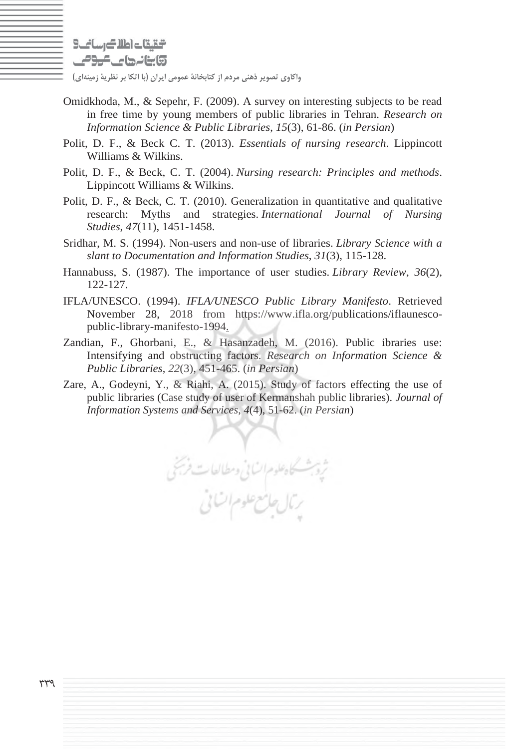Omidkhoda, M., & Sepehr, F. (2009). A survey on interesting subjects to be read in free time by young members of public libraries in Tehran. *Research on Information Science & Public Libraries*, *15*(3), 61-86. (*in Persian*)

Polit, D. F., & Beck C. T. (2013). *Essentials of nursing research*. Lippincott Williams & Wilkins.

Polit, D. F., & Beck, C. T. (2004). *Nursing research: Principles and methods*. Lippincott Williams & Wilkins.

Polit, D. F., & Beck, C. T. (2010). Generalization in quantitative and qualitative research: Myths and strategies. *International Journal of Nursing Studies*, *47*(11), 1451-1458.

Sridhar, M. S. (1994). Non-users and non-use of libraries. *Library Science with a slant to Documentation and Information Studies*, *31*(3), 115-128.

Hannabuss, S. (1987). The importance of user studies. *Library Review*, *36*(2), 122-127.

IFLA/UNESCO. (1994). *IFLA/UNESCO Public Library Manifesto*. Retrieved November 28, 2018 from https://www.ifla.org/publications/iflaunesco-public-library-manifesto-1994.

Zandian, F., Ghorbani, E., & Hasanzadeh, M. (2016). Public ibraries use: Intensifying and obstructing factors. *Research on Information Science & Public Libraries*, *22*(3), 451-465. (*in Persian*)

Zare, A., Godeyni, Y., & Riahi, A. (2015). Study of factors effecting the use of public libraries (Case study of user of Kermanshah public libraries). *Journal of Information Systems and Services*, *4*(4), 51-62. (*in Persian*)